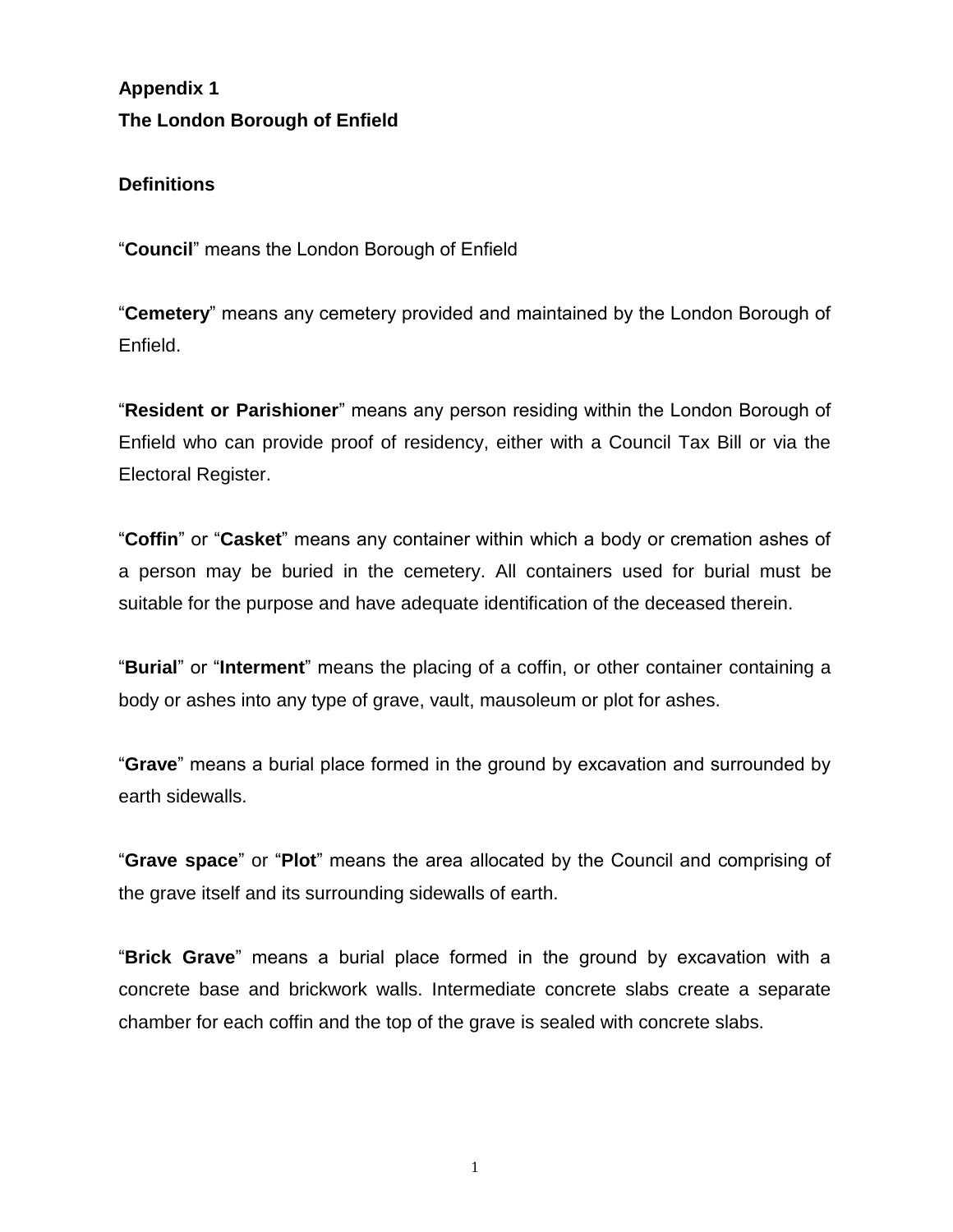## Appendix 1

## The London Borough of Enfield

### Definitions

"**Council**" means the London Borough of Enfield

"**Cemetery**" means any cemetery provided and maintained by the London Borough of Enfield.

"**Resident or Parishioner**" means any person residing within the London Borough of Enfield who can provide proof of residency, either with a Council Tax Bill or via the Electoral Register.

"**Coffin**" or "**Casket**" means any container within which a body or cremation ashes of a person may be buried in the cemetery. All containers used for burial must be suitable for the purpose and have adequate identification of the deceased therein.

"**Burial**" or "**Interment**" means the placing of a coffin, or other container containing a body or ashes into any type of grave, vault, mausoleum or plot for ashes.

"**Grave**" means a burial place formed in the ground by excavation and surrounded by earth sidewalls.

"**Grave space**" or "**Plot**" means the area allocated by the Council and comprising of the grave itself and its surrounding sidewalls of earth.

"**Brick Grave**" means a burial place formed in the ground by excavation with a concrete base and brickwork walls. Intermediate concrete slabs create a separate chamber for each coffin and the top of the grave is sealed with concrete slabs.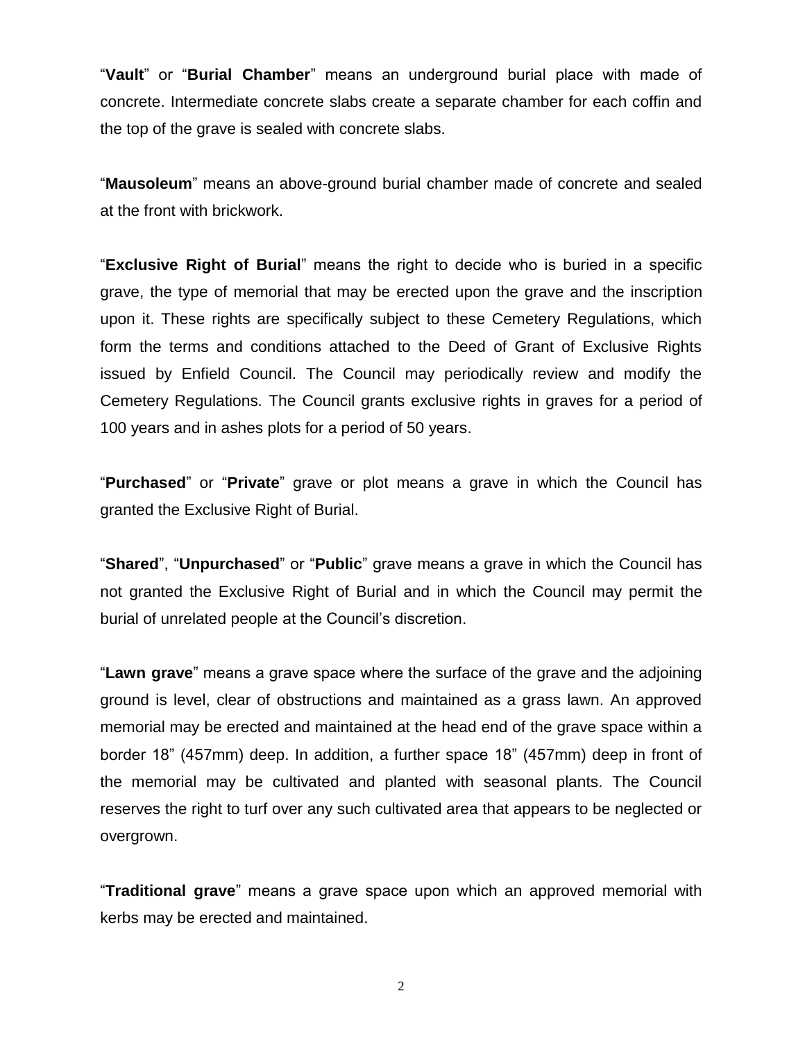"**Vault**" or "**Burial Chamber**" means an underground burial place with made of concrete. Intermediate concrete slabs create a separate chamber for each coffin and the top of the grave is sealed with concrete slabs.

"**Mausoleum**" means an above-ground burial chamber made of concrete and sealed at the front with brickwork.

"**Exclusive Right of Burial**" means the right to decide who is buried in a specific grave, the type of memorial that may be erected upon the grave and the inscription upon it. These rights are specifically subject to these Cemetery Regulations, which form the terms and conditions attached to the Deed of Grant of Exclusive Rights issued by Enfield Council. The Council may periodically review and modify the Cemetery Regulations. The Council grants exclusive rights in graves for a period of 100 years and in ashes plots for a period of 50 years.

"**Purchased**" or "**Private**" grave or plot means a grave in which the Council has granted the Exclusive Right of Burial.

"**Shared**", "**Unpurchased**" or "**Public**" grave means a grave in which the Council has not granted the Exclusive Right of Burial and in which the Council may permit the burial of unrelated people at the Council's discretion.

"**Lawn grave**" means a grave space where the surface of the grave and the adjoining ground is level, clear of obstructions and maintained as a grass lawn. An approved memorial may be erected and maintained at the head end of the grave space within a border 18" (457mm) deep. In addition, a further space 18" (457mm) deep in front of the memorial may be cultivated and planted with seasonal plants. The Council reserves the right to turf over any such cultivated area that appears to be neglected or overgrown.

"**Traditional grave**" means a grave space upon which an approved memorial with kerbs may be erected and maintained.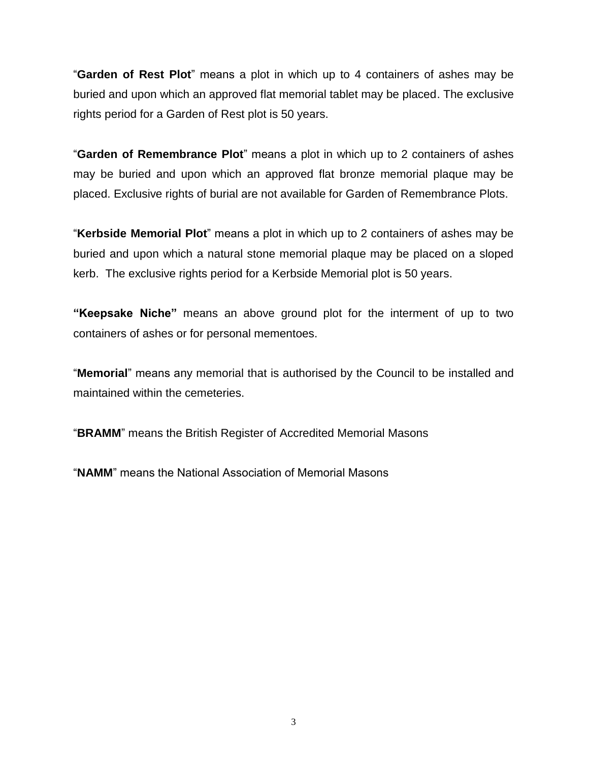"**Garden of Rest Plot**" means a plot in which up to 4 containers of ashes may be buried and upon which an approved flat memorial tablet may be placed. The exclusive rights period for a Garden of Rest plot is 50 years.

"**Garden of Remembrance Plot**" means a plot in which up to 2 containers of ashes may be buried and upon which an approved flat bronze memorial plaque may be placed. Exclusive rights of burial are not available for Garden of Remembrance Plots.

"**Kerbside Memorial Plot**" means a plot in which up to 2 containers of ashes may be buried and upon which a natural stone memorial plaque may be placed on a sloped kerb. The exclusive rights period for a Kerbside Memorial plot is 50 years.

**"Keepsake Niche"** means an above ground plot for the interment of up to two containers of ashes or for personal mementoes.

"**Memorial**" means any memorial that is authorised by the Council to be installed and maintained within the cemeteries.

"**BRAMM**" means the British Register of Accredited Memorial Masons

"**NAMM**" means the National Association of Memorial Masons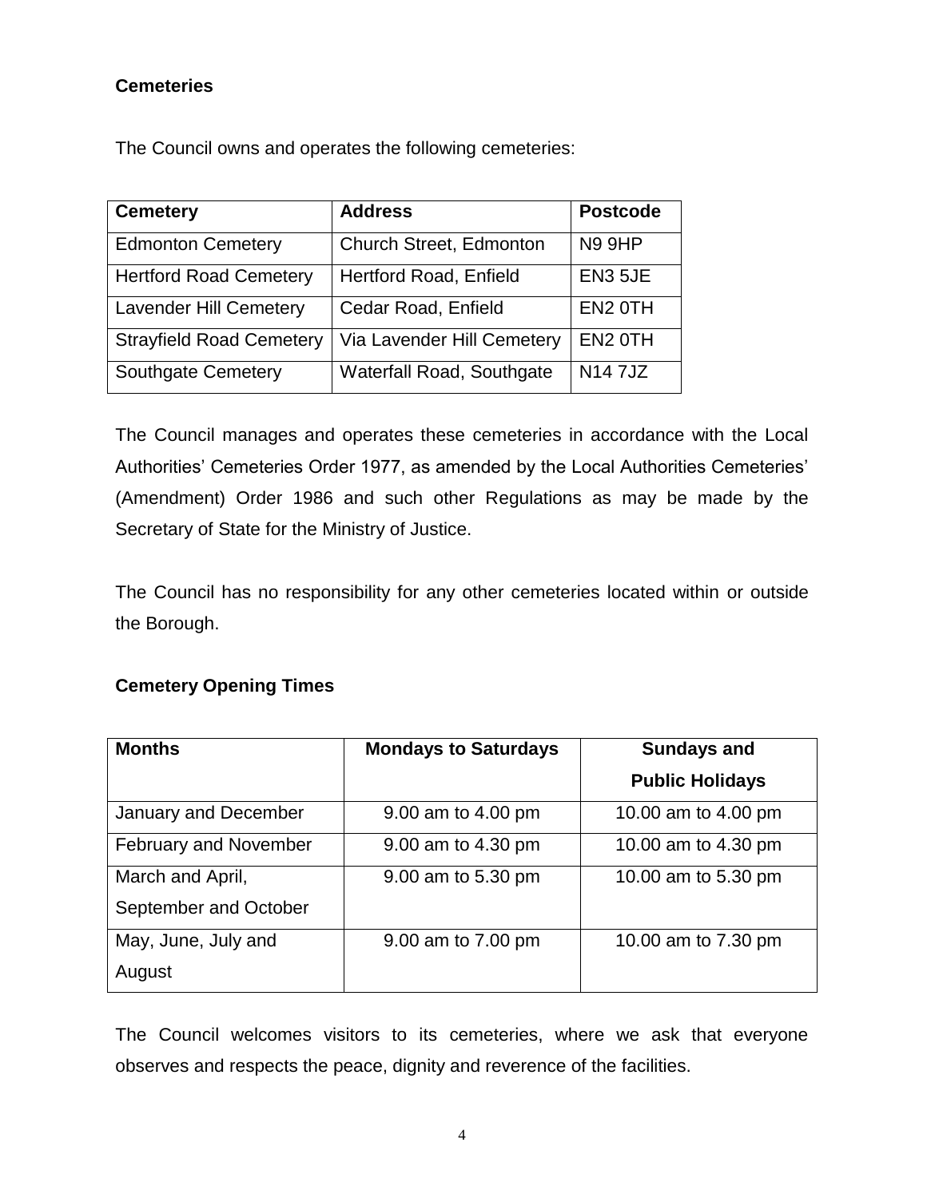## Cemeteries

The Council owns and operates the following cemeteries:

| Cemetery | Address | Postcode |
|---|---|---|
| Edmonton Cemetery | Church Street, Edmonton | N9 9HP |
| Hertford Road Cemetery | Hertford Road, Enfield | EN3 5JE |
| Lavender Hill Cemetery | Cedar Road, Enfield | EN2 0TH |
| Strayfield Road Cemetery | Via Lavender Hill Cemetery | EN2 0TH |
| Southgate Cemetery | Waterfall Road, Southgate | N14 7JZ |

The Council manages and operates these cemeteries in accordance with the Local Authorities' Cemeteries Order 1977, as amended by the Local Authorities Cemeteries' (Amendment) Order 1986 and such other Regulations as may be made by the Secretary of State for the Ministry of Justice.

The Council has no responsibility for any other cemeteries located within or outside the Borough.

## Cemetery Opening Times

| Months | Mondays to Saturdays | Sundays and Public Holidays |
|---|---|---|
| January and December | 9.00 am to 4.00 pm | 10.00 am to 4.00 pm |
| February and November | 9.00 am to 4.30 pm | 10.00 am to 4.30 pm |
| March and April, September and October | 9.00 am to 5.30 pm | 10.00 am to 5.30 pm |
| May, June, July and August | 9.00 am to 7.00 pm | 10.00 am to 7.30 pm |

The Council welcomes visitors to its cemeteries, where we ask that everyone observes and respects the peace, dignity and reverence of the facilities.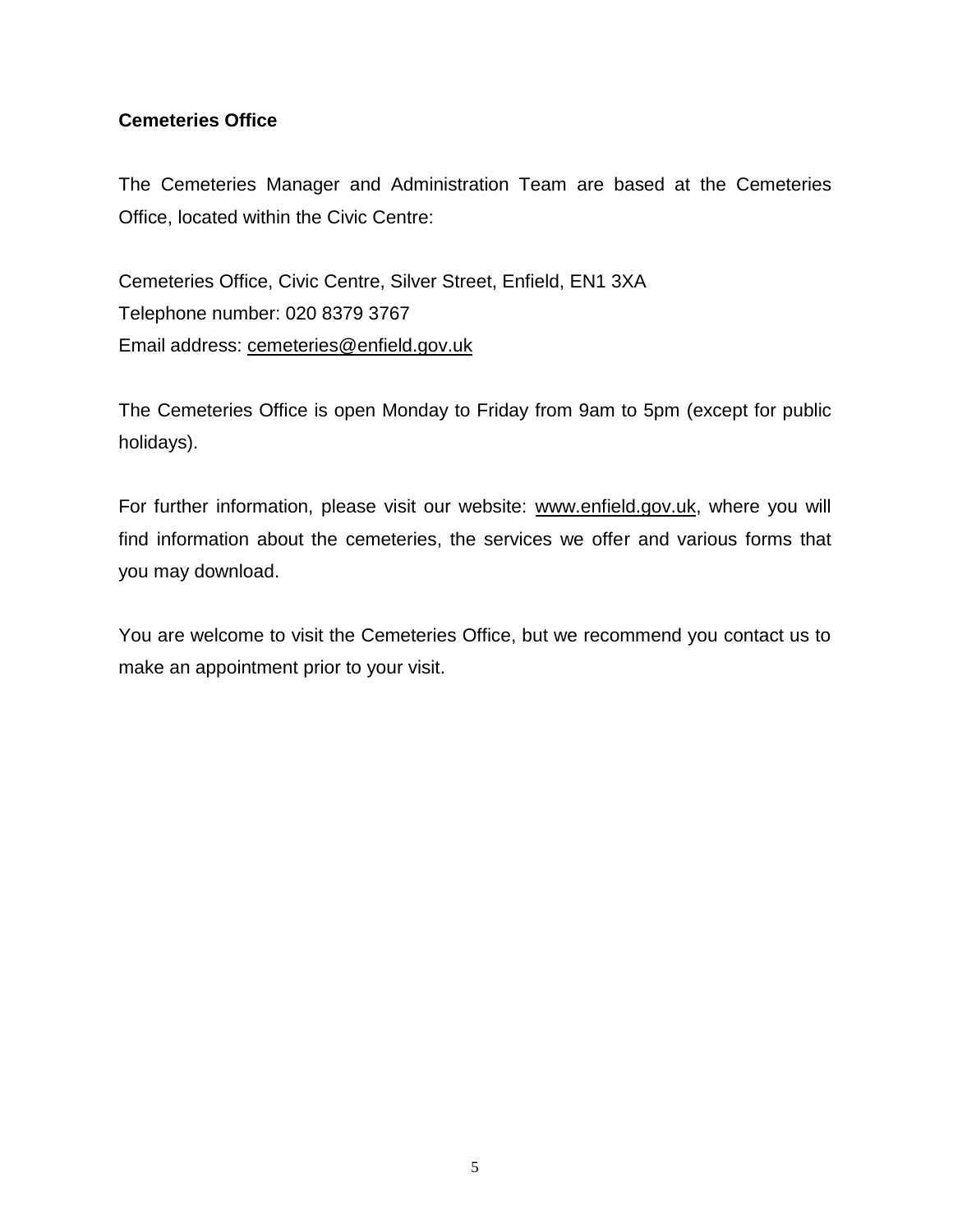**Cemeteries Office**

The Cemeteries Manager and Administration Team are based at the Cemeteries Office, located within the Civic Centre:

Cemeteries Office, Civic Centre, Silver Street, Enfield, EN1 3XA
Telephone number: 020 8379 3767
Email address: cemeteries@enfield.gov.uk

The Cemeteries Office is open Monday to Friday from 9am to 5pm (except for public holidays).

For further information, please visit our website: www.enfield.gov.uk, where you will find information about the cemeteries, the services we offer and various forms that you may download.

You are welcome to visit the Cemeteries Office, but we recommend you contact us to make an appointment prior to your visit.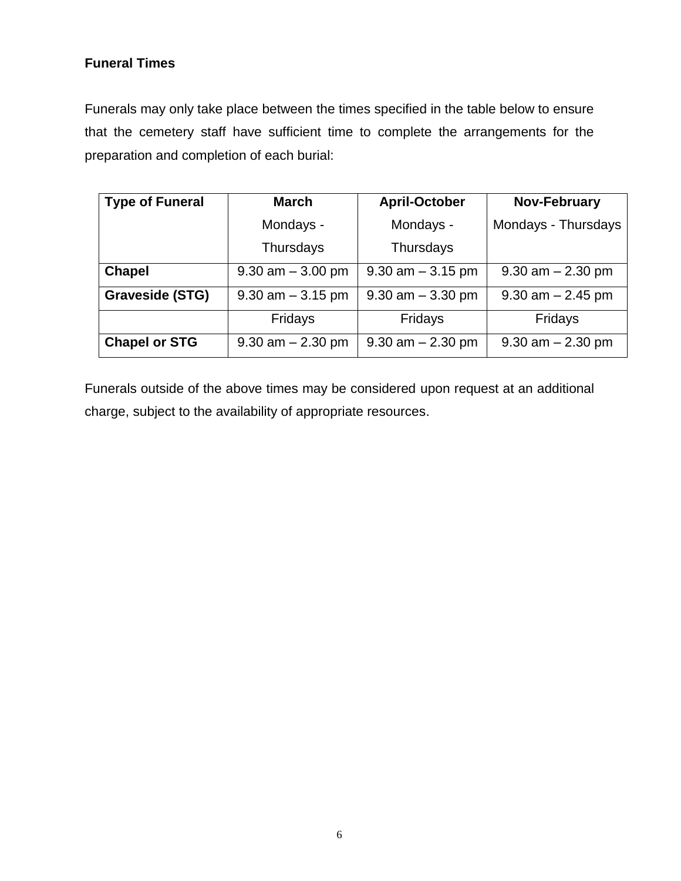## Funeral Times

Funerals may only take place between the times specified in the table below to ensure that the cemetery staff have sufficient time to complete the arrangements for the preparation and completion of each burial:

| **Type of Funeral** | **March** Mondays - Thursdays | **April-October** Mondays - Thursdays | **Nov-February** Mondays - Thursdays |
|---|---|---|---|
| **Chapel** | 9.30 am – 3.00 pm | 9.30 am – 3.15 pm | 9.30 am – 2.30 pm |
| **Graveside (STG)** | 9.30 am – 3.15 pm | 9.30 am – 3.30 pm | 9.30 am – 2.45 pm |
| | Fridays | Fridays | Fridays |
| **Chapel or STG** | 9.30 am – 2.30 pm | 9.30 am – 2.30 pm | 9.30 am – 2.30 pm |

Funerals outside of the above times may be considered upon request at an additional charge, subject to the availability of appropriate resources.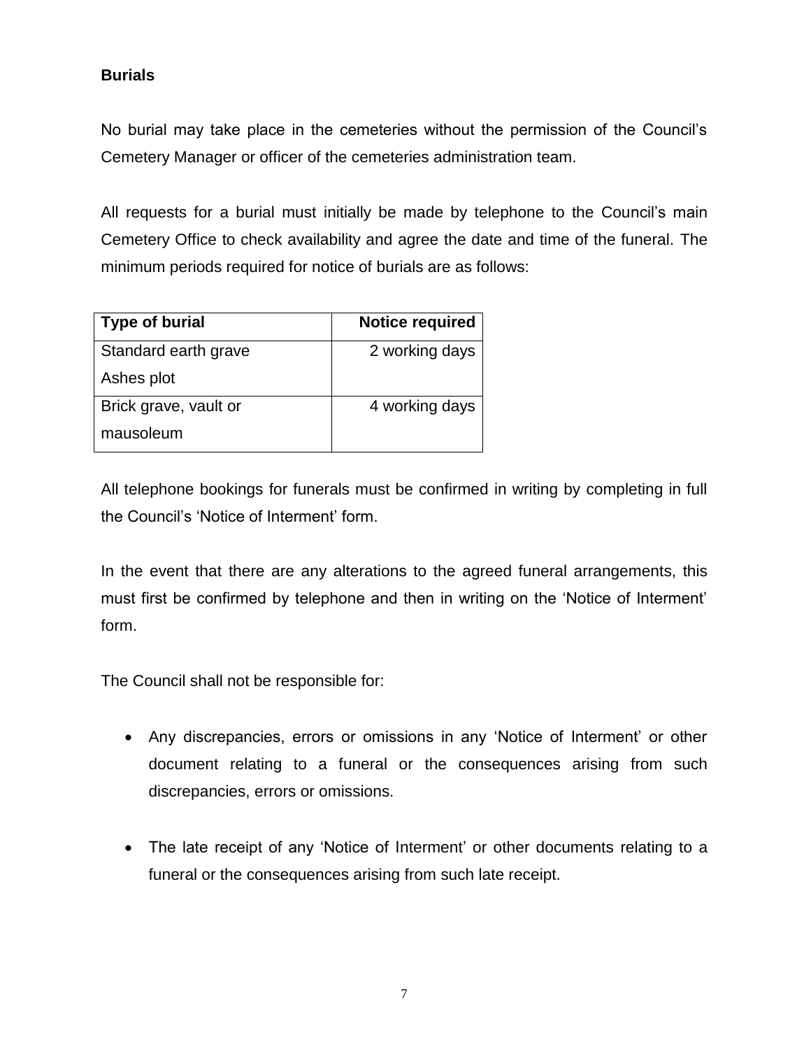## Burials

No burial may take place in the cemeteries without the permission of the Council's Cemetery Manager or officer of the cemeteries administration team.

All requests for a burial must initially be made by telephone to the Council's main Cemetery Office to check availability and agree the date and time of the funeral. The minimum periods required for notice of burials are as follows:

| Type of burial | Notice required |
|---|---:|
| Standard earth grave<br>Ashes plot | 2 working days |
| Brick grave, vault or mausoleum | 4 working days |

All telephone bookings for funerals must be confirmed in writing by completing in full the Council's 'Notice of Interment' form.

In the event that there are any alterations to the agreed funeral arrangements, this must first be confirmed by telephone and then in writing on the 'Notice of Interment' form.

The Council shall not be responsible for:

- Any discrepancies, errors or omissions in any 'Notice of Interment' or other document relating to a funeral or the consequences arising from such discrepancies, errors or omissions.

- The late receipt of any 'Notice of Interment' or other documents relating to a funeral or the consequences arising from such late receipt.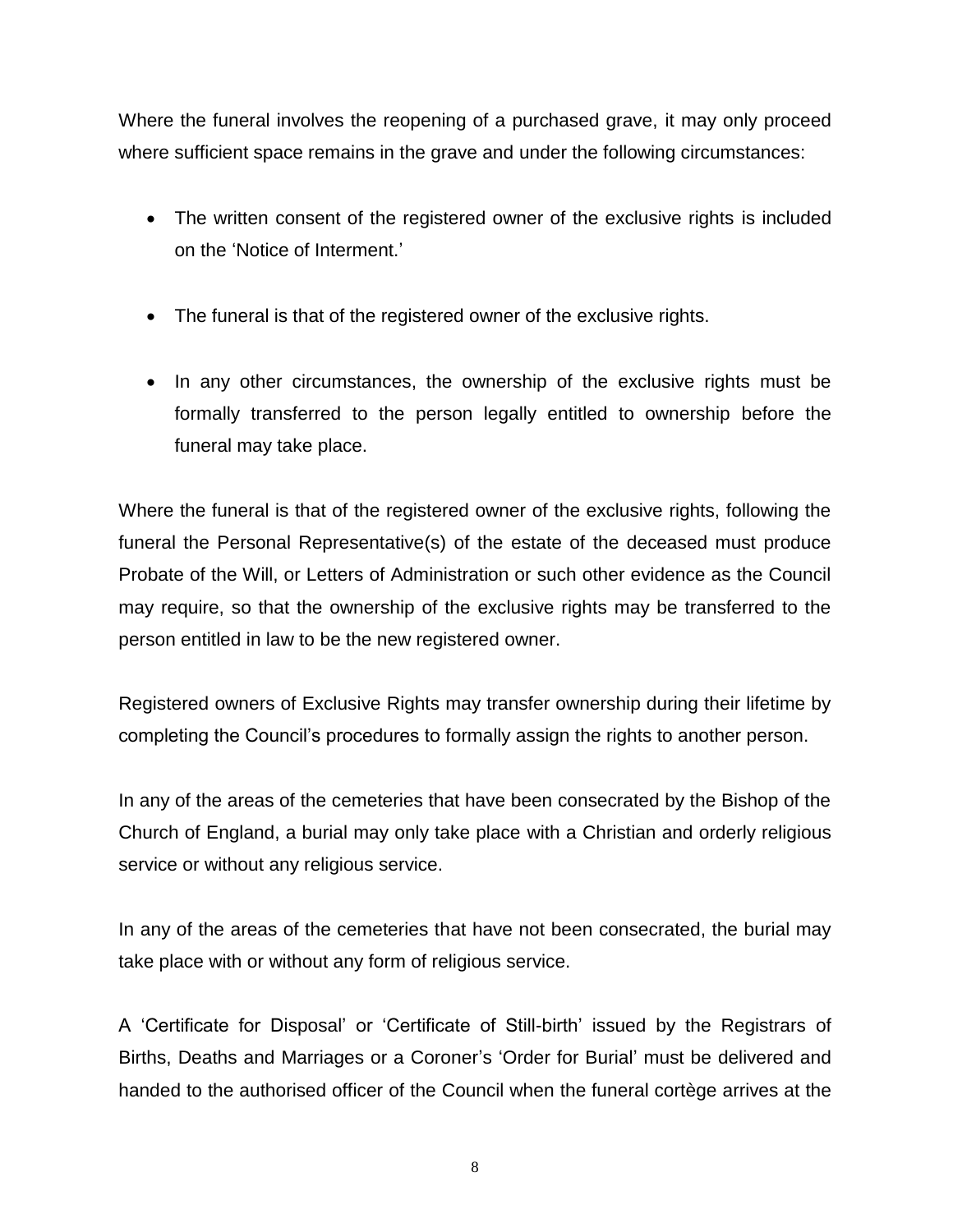Where the funeral involves the reopening of a purchased grave, it may only proceed where sufficient space remains in the grave and under the following circumstances:

- The written consent of the registered owner of the exclusive rights is included on the 'Notice of Interment.'

- The funeral is that of the registered owner of the exclusive rights.

- In any other circumstances, the ownership of the exclusive rights must be formally transferred to the person legally entitled to ownership before the funeral may take place.

Where the funeral is that of the registered owner of the exclusive rights, following the funeral the Personal Representative(s) of the estate of the deceased must produce Probate of the Will, or Letters of Administration or such other evidence as the Council may require, so that the ownership of the exclusive rights may be transferred to the person entitled in law to be the new registered owner.

Registered owners of Exclusive Rights may transfer ownership during their lifetime by completing the Council's procedures to formally assign the rights to another person.

In any of the areas of the cemeteries that have been consecrated by the Bishop of the Church of England, a burial may only take place with a Christian and orderly religious service or without any religious service.

In any of the areas of the cemeteries that have not been consecrated, the burial may take place with or without any form of religious service.

A 'Certificate for Disposal' or 'Certificate of Still-birth' issued by the Registrars of Births, Deaths and Marriages or a Coroner's 'Order for Burial' must be delivered and handed to the authorised officer of the Council when the funeral cortège arrives at the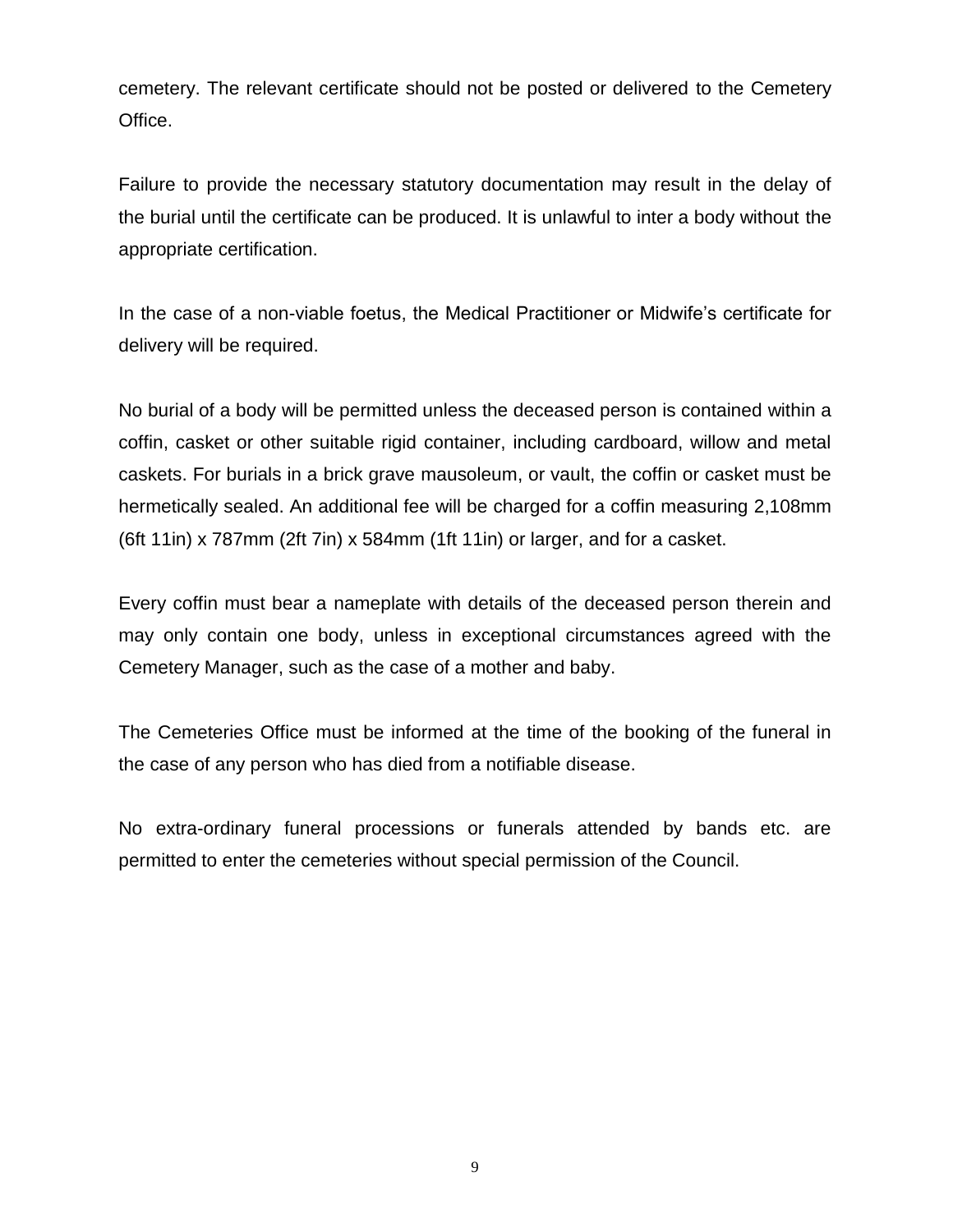cemetery. The relevant certificate should not be posted or delivered to the Cemetery Office.

Failure to provide the necessary statutory documentation may result in the delay of the burial until the certificate can be produced. It is unlawful to inter a body without the appropriate certification.

In the case of a non-viable foetus, the Medical Practitioner or Midwife's certificate for delivery will be required.

No burial of a body will be permitted unless the deceased person is contained within a coffin, casket or other suitable rigid container, including cardboard, willow and metal caskets. For burials in a brick grave mausoleum, or vault, the coffin or casket must be hermetically sealed. An additional fee will be charged for a coffin measuring 2,108mm (6ft 11in) x 787mm (2ft 7in) x 584mm (1ft 11in) or larger, and for a casket.

Every coffin must bear a nameplate with details of the deceased person therein and may only contain one body, unless in exceptional circumstances agreed with the Cemetery Manager, such as the case of a mother and baby.

The Cemeteries Office must be informed at the time of the booking of the funeral in the case of any person who has died from a notifiable disease.

No extra-ordinary funeral processions or funerals attended by bands etc. are permitted to enter the cemeteries without special permission of the Council.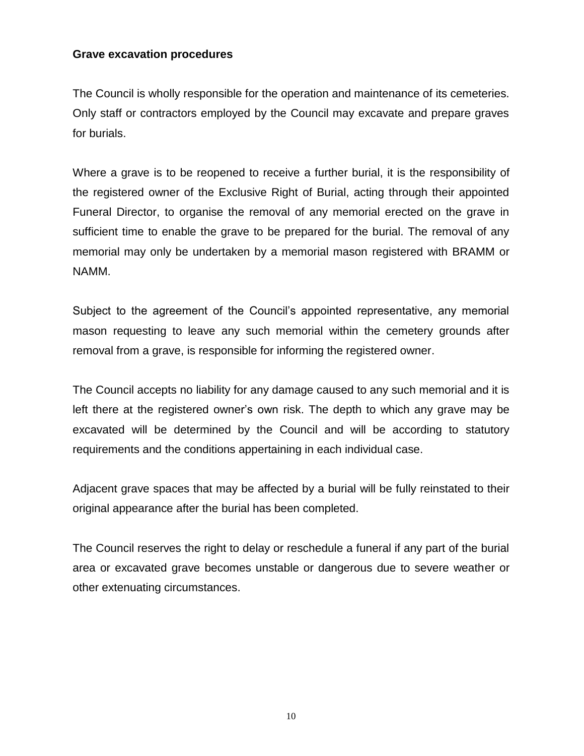**Grave excavation procedures**

The Council is wholly responsible for the operation and maintenance of its cemeteries. Only staff or contractors employed by the Council may excavate and prepare graves for burials.

Where a grave is to be reopened to receive a further burial, it is the responsibility of the registered owner of the Exclusive Right of Burial, acting through their appointed Funeral Director, to organise the removal of any memorial erected on the grave in sufficient time to enable the grave to be prepared for the burial. The removal of any memorial may only be undertaken by a memorial mason registered with BRAMM or NAMM.

Subject to the agreement of the Council's appointed representative, any memorial mason requesting to leave any such memorial within the cemetery grounds after removal from a grave, is responsible for informing the registered owner.

The Council accepts no liability for any damage caused to any such memorial and it is left there at the registered owner's own risk. The depth to which any grave may be excavated will be determined by the Council and will be according to statutory requirements and the conditions appertaining in each individual case.

Adjacent grave spaces that may be affected by a burial will be fully reinstated to their original appearance after the burial has been completed.

The Council reserves the right to delay or reschedule a funeral if any part of the burial area or excavated grave becomes unstable or dangerous due to severe weather or other extenuating circumstances.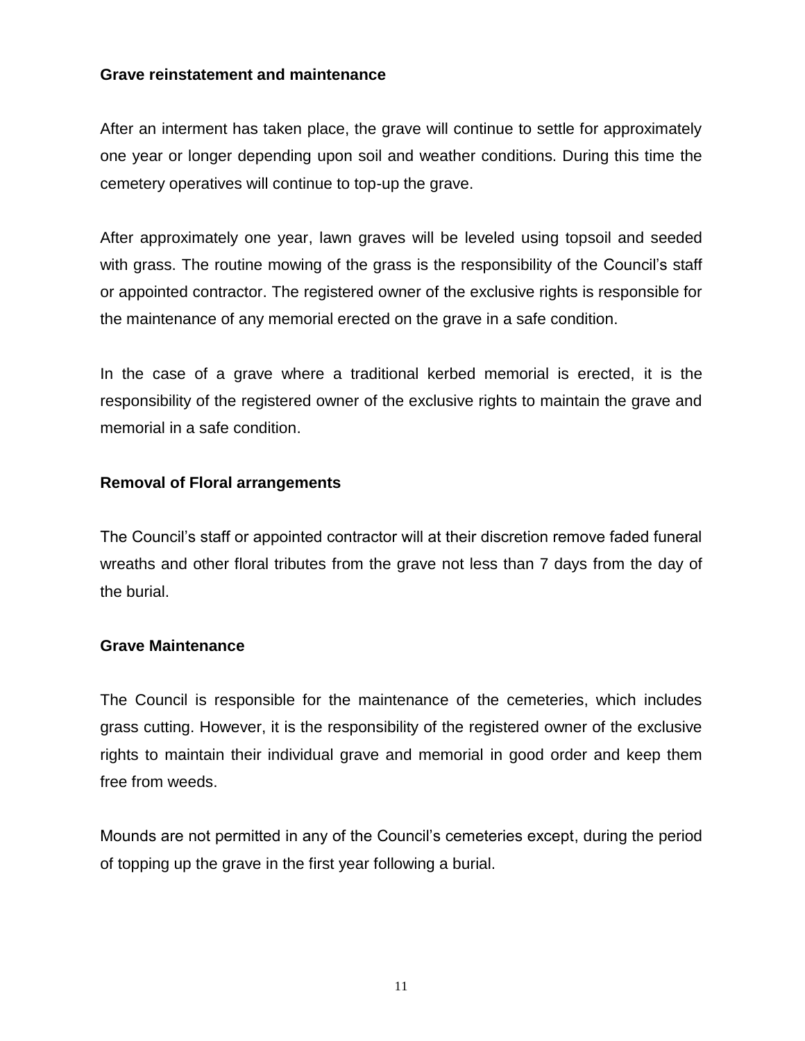**Grave reinstatement and maintenance**

After an interment has taken place, the grave will continue to settle for approximately one year or longer depending upon soil and weather conditions. During this time the cemetery operatives will continue to top-up the grave.

After approximately one year, lawn graves will be leveled using topsoil and seeded with grass. The routine mowing of the grass is the responsibility of the Council's staff or appointed contractor. The registered owner of the exclusive rights is responsible for the maintenance of any memorial erected on the grave in a safe condition.

In the case of a grave where a traditional kerbed memorial is erected, it is the responsibility of the registered owner of the exclusive rights to maintain the grave and memorial in a safe condition.

**Removal of Floral arrangements**

The Council's staff or appointed contractor will at their discretion remove faded funeral wreaths and other floral tributes from the grave not less than 7 days from the day of the burial.

**Grave Maintenance**

The Council is responsible for the maintenance of the cemeteries, which includes grass cutting. However, it is the responsibility of the registered owner of the exclusive rights to maintain their individual grave and memorial in good order and keep them free from weeds.

Mounds are not permitted in any of the Council's cemeteries except, during the period of topping up the grave in the first year following a burial.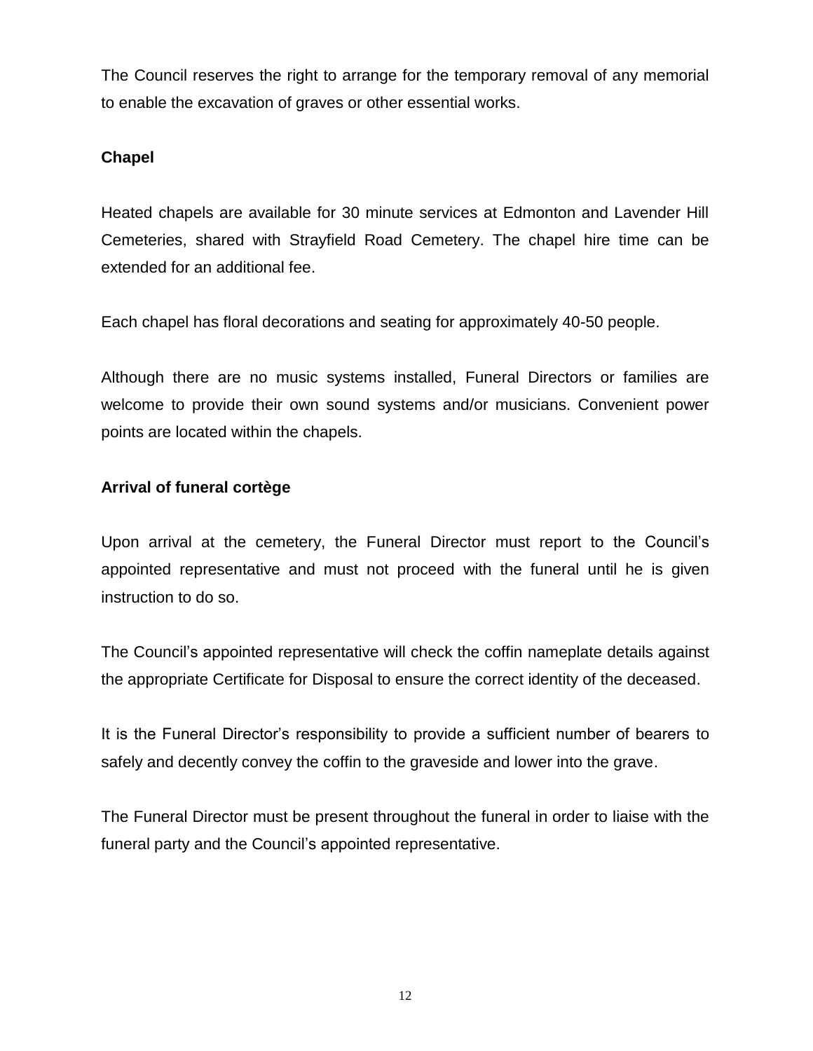The Council reserves the right to arrange for the temporary removal of any memorial to enable the excavation of graves or other essential works.

**Chapel**

Heated chapels are available for 30 minute services at Edmonton and Lavender Hill Cemeteries, shared with Strayfield Road Cemetery. The chapel hire time can be extended for an additional fee.

Each chapel has floral decorations and seating for approximately 40-50 people.

Although there are no music systems installed, Funeral Directors or families are welcome to provide their own sound systems and/or musicians. Convenient power points are located within the chapels.

**Arrival of funeral cortège**

Upon arrival at the cemetery, the Funeral Director must report to the Council's appointed representative and must not proceed with the funeral until he is given instruction to do so.

The Council's appointed representative will check the coffin nameplate details against the appropriate Certificate for Disposal to ensure the correct identity of the deceased.

It is the Funeral Director's responsibility to provide a sufficient number of bearers to safely and decently convey the coffin to the graveside and lower into the grave.

The Funeral Director must be present throughout the funeral in order to liaise with the funeral party and the Council's appointed representative.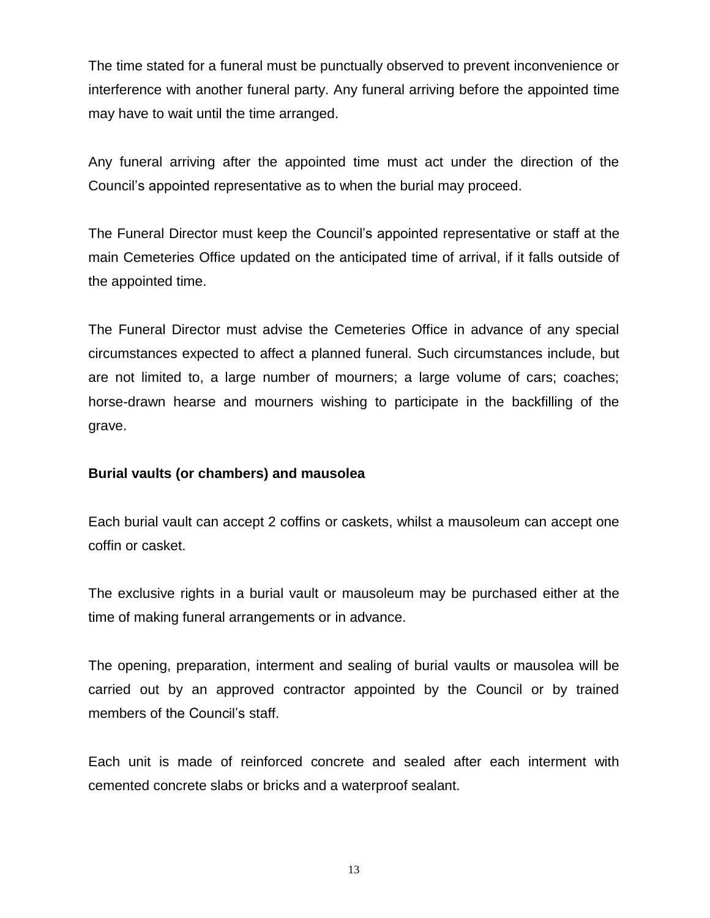The time stated for a funeral must be punctually observed to prevent inconvenience or interference with another funeral party. Any funeral arriving before the appointed time may have to wait until the time arranged.

Any funeral arriving after the appointed time must act under the direction of the Council's appointed representative as to when the burial may proceed.

The Funeral Director must keep the Council's appointed representative or staff at the main Cemeteries Office updated on the anticipated time of arrival, if it falls outside of the appointed time.

The Funeral Director must advise the Cemeteries Office in advance of any special circumstances expected to affect a planned funeral. Such circumstances include, but are not limited to, a large number of mourners; a large volume of cars; coaches; horse-drawn hearse and mourners wishing to participate in the backfilling of the grave.

**Burial vaults (or chambers) and mausolea**

Each burial vault can accept 2 coffins or caskets, whilst a mausoleum can accept one coffin or casket.

The exclusive rights in a burial vault or mausoleum may be purchased either at the time of making funeral arrangements or in advance.

The opening, preparation, interment and sealing of burial vaults or mausolea will be carried out by an approved contractor appointed by the Council or by trained members of the Council's staff.

Each unit is made of reinforced concrete and sealed after each interment with cemented concrete slabs or bricks and a waterproof sealant.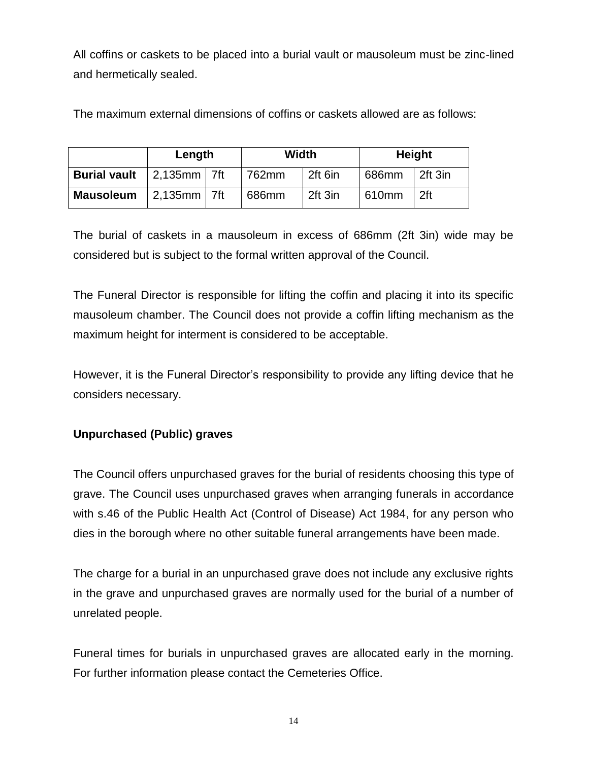All coffins or caskets to be placed into a burial vault or mausoleum must be zinc-lined and hermetically sealed.

The maximum external dimensions of coffins or caskets allowed are as follows:

| | Length | | Width | | Height | |
|---|---|---|---|---|---|---|
| **Burial vault** | 2,135mm | 7ft | 762mm | 2ft 6in | 686mm | 2ft 3in |
| **Mausoleum** | 2,135mm | 7ft | 686mm | 2ft 3in | 610mm | 2ft |

The burial of caskets in a mausoleum in excess of 686mm (2ft 3in) wide may be considered but is subject to the formal written approval of the Council.

The Funeral Director is responsible for lifting the coffin and placing it into its specific mausoleum chamber. The Council does not provide a coffin lifting mechanism as the maximum height for interment is considered to be acceptable.

However, it is the Funeral Director's responsibility to provide any lifting device that he considers necessary.

**Unpurchased (Public) graves**

The Council offers unpurchased graves for the burial of residents choosing this type of grave. The Council uses unpurchased graves when arranging funerals in accordance with s.46 of the Public Health Act (Control of Disease) Act 1984, for any person who dies in the borough where no other suitable funeral arrangements have been made.

The charge for a burial in an unpurchased grave does not include any exclusive rights in the grave and unpurchased graves are normally used for the burial of a number of unrelated people.

Funeral times for burials in unpurchased graves are allocated early in the morning. For further information please contact the Cemeteries Office.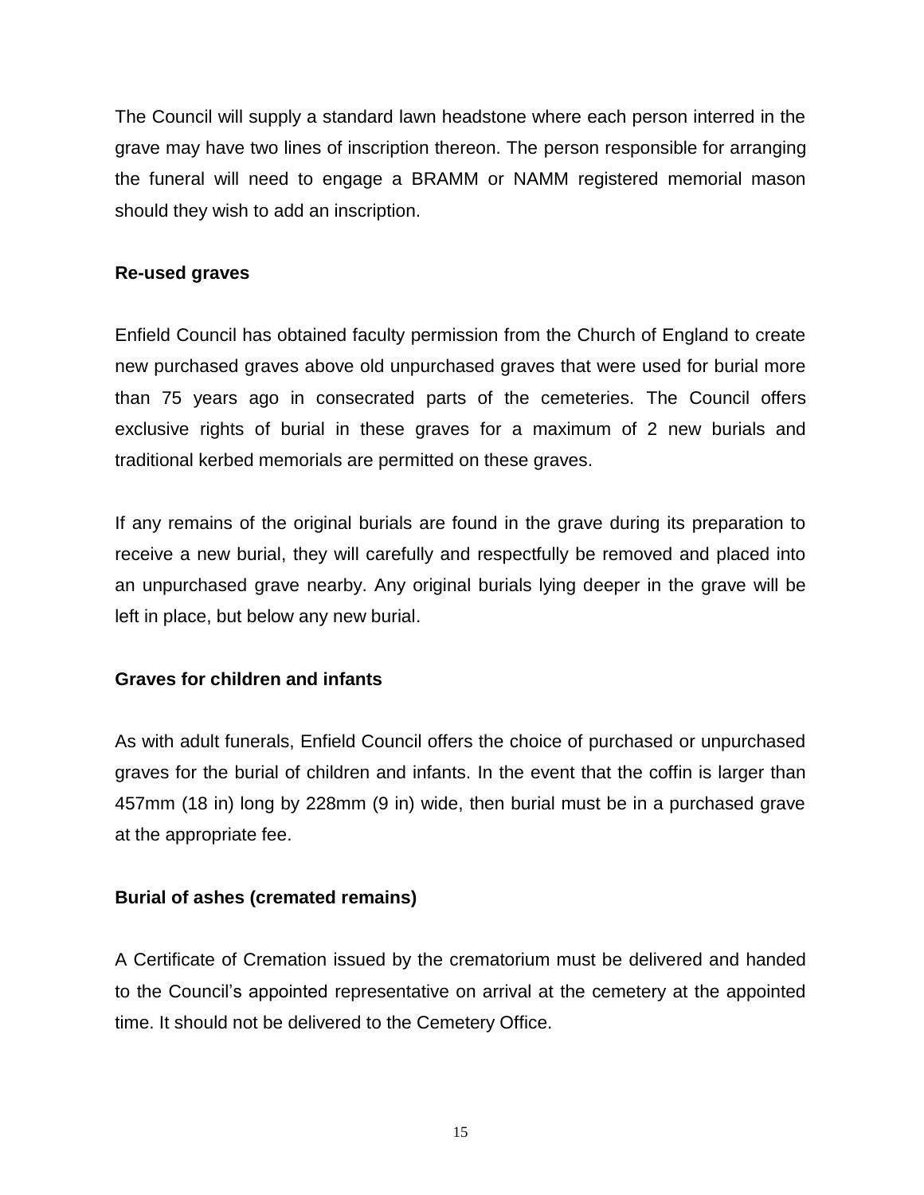The Council will supply a standard lawn headstone where each person interred in the grave may have two lines of inscription thereon. The person responsible for arranging the funeral will need to engage a BRAMM or NAMM registered memorial mason should they wish to add an inscription.

### Re-used graves

Enfield Council has obtained faculty permission from the Church of England to create new purchased graves above old unpurchased graves that were used for burial more than 75 years ago in consecrated parts of the cemeteries. The Council offers exclusive rights of burial in these graves for a maximum of 2 new burials and traditional kerbed memorials are permitted on these graves.

If any remains of the original burials are found in the grave during its preparation to receive a new burial, they will carefully and respectfully be removed and placed into an unpurchased grave nearby. Any original burials lying deeper in the grave will be left in place, but below any new burial.

### Graves for children and infants

As with adult funerals, Enfield Council offers the choice of purchased or unpurchased graves for the burial of children and infants. In the event that the coffin is larger than 457mm (18 in) long by 228mm (9 in) wide, then burial must be in a purchased grave at the appropriate fee.

### Burial of ashes (cremated remains)

A Certificate of Cremation issued by the crematorium must be delivered and handed to the Council's appointed representative on arrival at the cemetery at the appointed time. It should not be delivered to the Cemetery Office.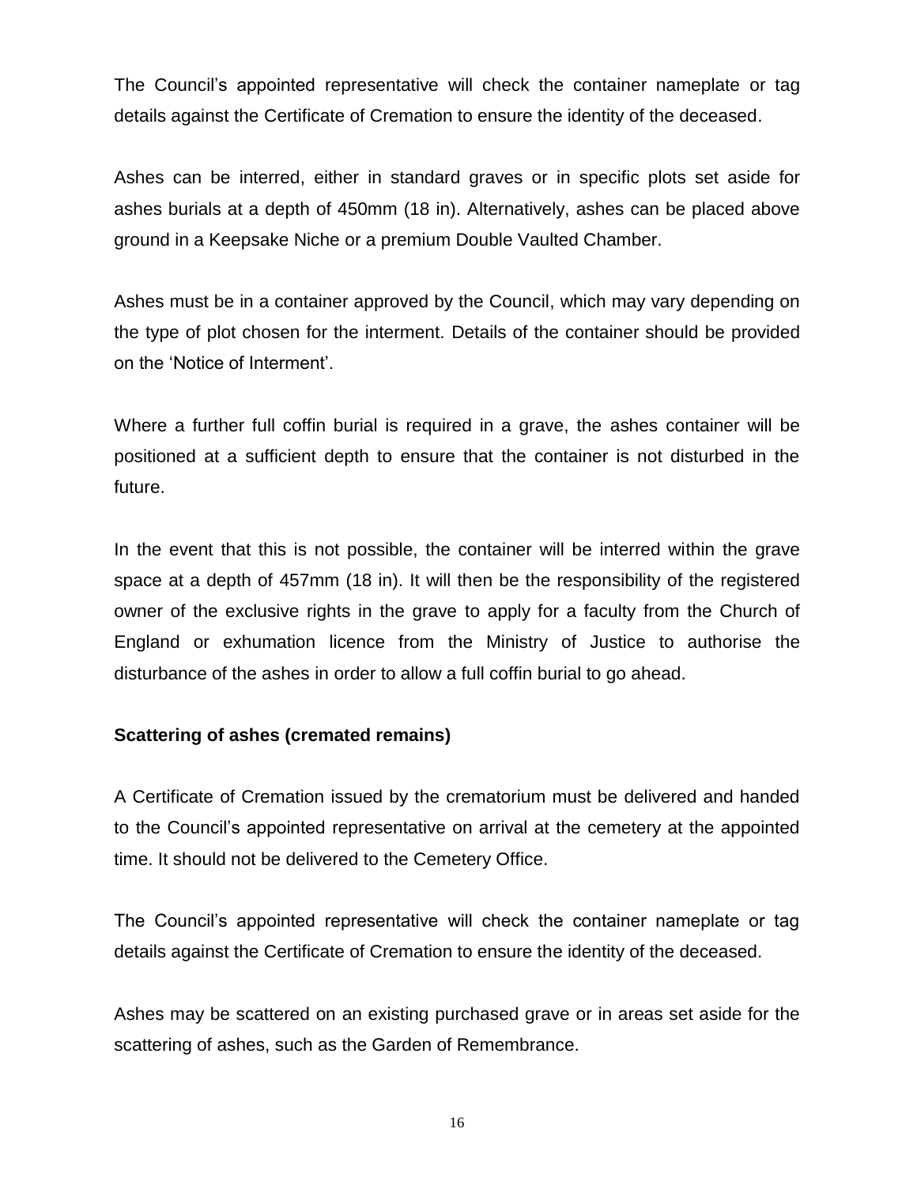The Council's appointed representative will check the container nameplate or tag details against the Certificate of Cremation to ensure the identity of the deceased.

Ashes can be interred, either in standard graves or in specific plots set aside for ashes burials at a depth of 450mm (18 in). Alternatively, ashes can be placed above ground in a Keepsake Niche or a premium Double Vaulted Chamber.

Ashes must be in a container approved by the Council, which may vary depending on the type of plot chosen for the interment. Details of the container should be provided on the 'Notice of Interment'.

Where a further full coffin burial is required in a grave, the ashes container will be positioned at a sufficient depth to ensure that the container is not disturbed in the future.

In the event that this is not possible, the container will be interred within the grave space at a depth of 457mm (18 in). It will then be the responsibility of the registered owner of the exclusive rights in the grave to apply for a faculty from the Church of England or exhumation licence from the Ministry of Justice to authorise the disturbance of the ashes in order to allow a full coffin burial to go ahead.

**Scattering of ashes (cremated remains)**

A Certificate of Cremation issued by the crematorium must be delivered and handed to the Council's appointed representative on arrival at the cemetery at the appointed time. It should not be delivered to the Cemetery Office.

The Council's appointed representative will check the container nameplate or tag details against the Certificate of Cremation to ensure the identity of the deceased.

Ashes may be scattered on an existing purchased grave or in areas set aside for the scattering of ashes, such as the Garden of Remembrance.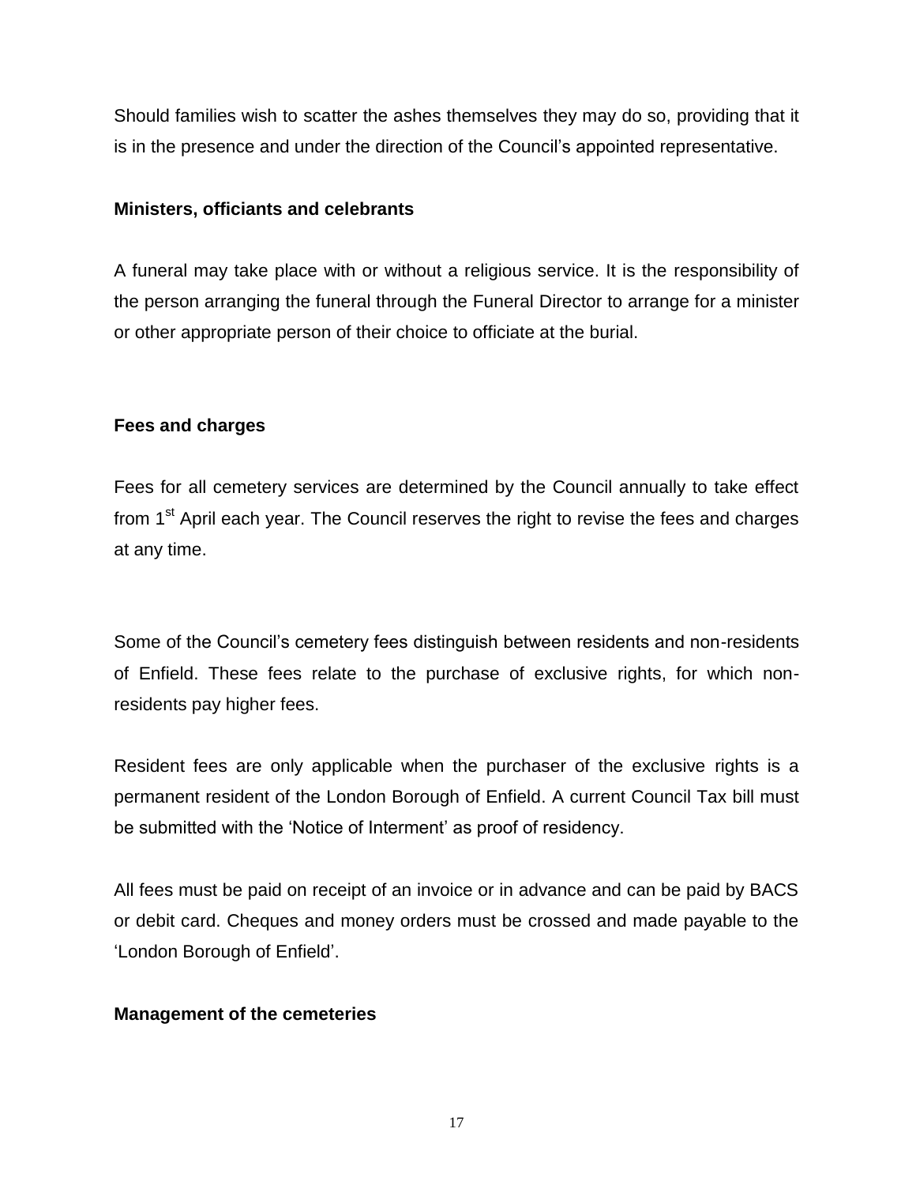Should families wish to scatter the ashes themselves they may do so, providing that it is in the presence and under the direction of the Council's appointed representative.

### Ministers, officiants and celebrants

A funeral may take place with or without a religious service. It is the responsibility of the person arranging the funeral through the Funeral Director to arrange for a minister or other appropriate person of their choice to officiate at the burial.

### Fees and charges

Fees for all cemetery services are determined by the Council annually to take effect from 1st April each year. The Council reserves the right to revise the fees and charges at any time.

Some of the Council's cemetery fees distinguish between residents and non-residents of Enfield. These fees relate to the purchase of exclusive rights, for which non-residents pay higher fees.

Resident fees are only applicable when the purchaser of the exclusive rights is a permanent resident of the London Borough of Enfield. A current Council Tax bill must be submitted with the 'Notice of Interment' as proof of residency.

All fees must be paid on receipt of an invoice or in advance and can be paid by BACS or debit card. Cheques and money orders must be crossed and made payable to the 'London Borough of Enfield'.

### Management of the cemeteries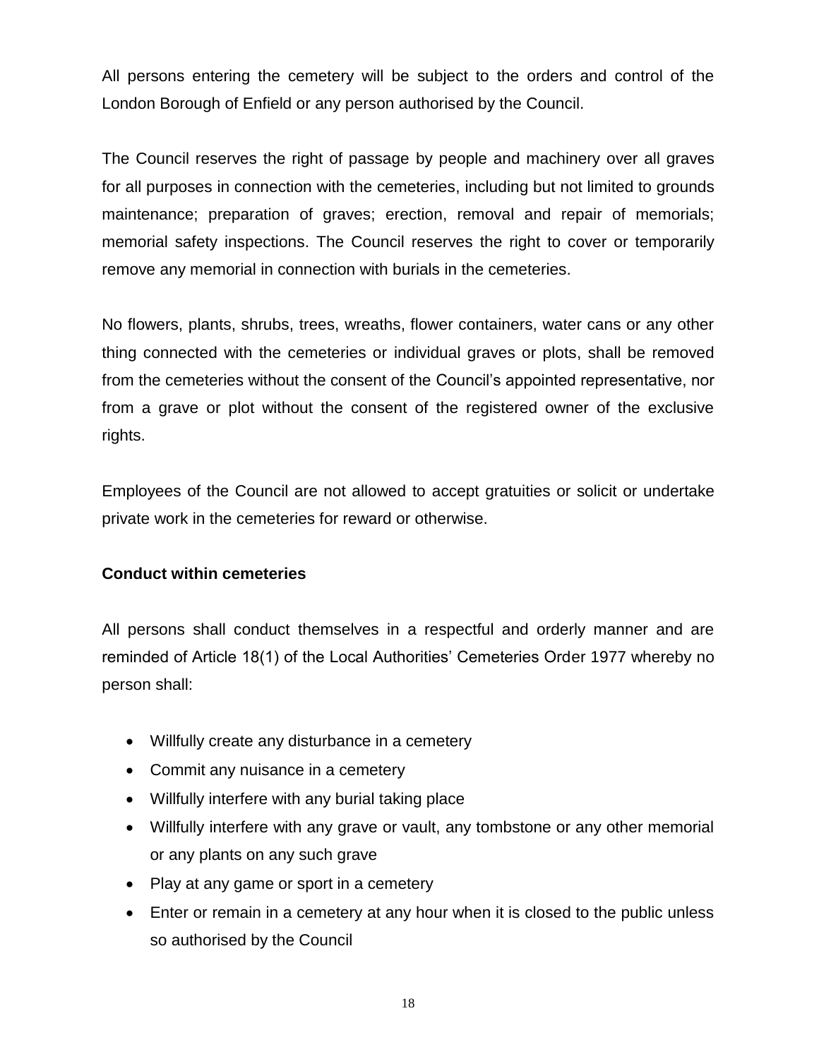All persons entering the cemetery will be subject to the orders and control of the London Borough of Enfield or any person authorised by the Council.

The Council reserves the right of passage by people and machinery over all graves for all purposes in connection with the cemeteries, including but not limited to grounds maintenance; preparation of graves; erection, removal and repair of memorials; memorial safety inspections. The Council reserves the right to cover or temporarily remove any memorial in connection with burials in the cemeteries.

No flowers, plants, shrubs, trees, wreaths, flower containers, water cans or any other thing connected with the cemeteries or individual graves or plots, shall be removed from the cemeteries without the consent of the Council's appointed representative, nor from a grave or plot without the consent of the registered owner of the exclusive rights.

Employees of the Council are not allowed to accept gratuities or solicit or undertake private work in the cemeteries for reward or otherwise.

**Conduct within cemeteries**

All persons shall conduct themselves in a respectful and orderly manner and are reminded of Article 18(1) of the Local Authorities' Cemeteries Order 1977 whereby no person shall:

- Willfully create any disturbance in a cemetery
- Commit any nuisance in a cemetery
- Willfully interfere with any burial taking place
- Willfully interfere with any grave or vault, any tombstone or any other memorial or any plants on any such grave
- Play at any game or sport in a cemetery
- Enter or remain in a cemetery at any hour when it is closed to the public unless so authorised by the Council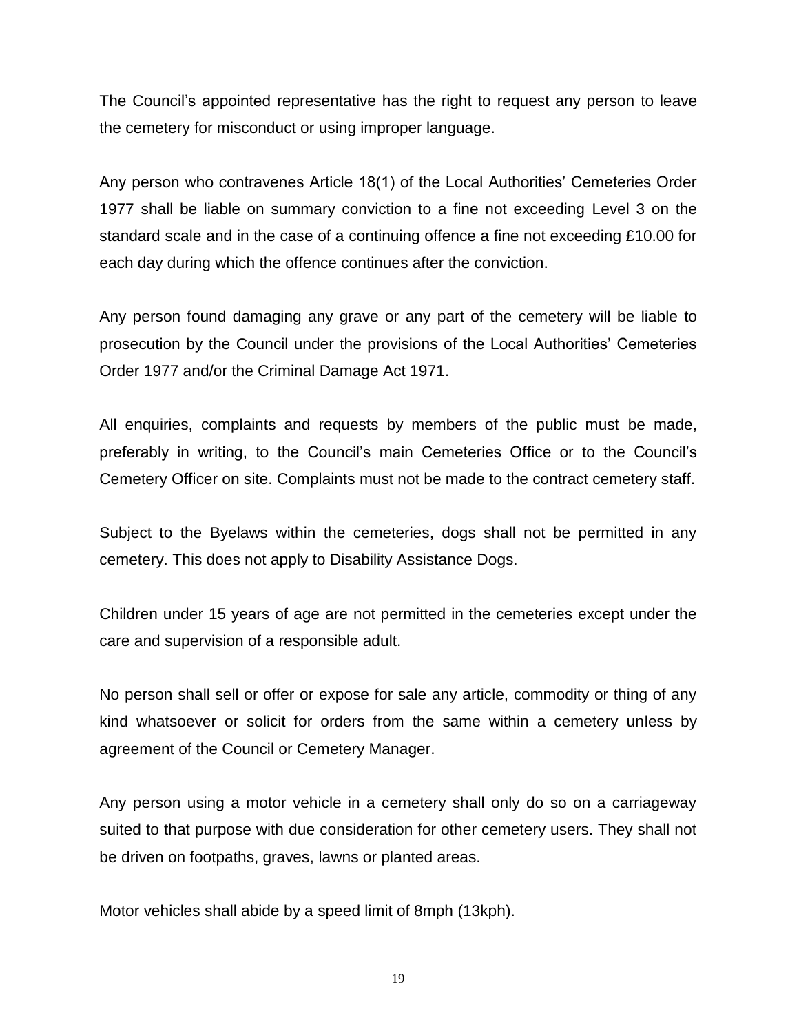The Council's appointed representative has the right to request any person to leave the cemetery for misconduct or using improper language.

Any person who contravenes Article 18(1) of the Local Authorities' Cemeteries Order 1977 shall be liable on summary conviction to a fine not exceeding Level 3 on the standard scale and in the case of a continuing offence a fine not exceeding £10.00 for each day during which the offence continues after the conviction.

Any person found damaging any grave or any part of the cemetery will be liable to prosecution by the Council under the provisions of the Local Authorities' Cemeteries Order 1977 and/or the Criminal Damage Act 1971.

All enquiries, complaints and requests by members of the public must be made, preferably in writing, to the Council's main Cemeteries Office or to the Council's Cemetery Officer on site. Complaints must not be made to the contract cemetery staff.

Subject to the Byelaws within the cemeteries, dogs shall not be permitted in any cemetery. This does not apply to Disability Assistance Dogs.

Children under 15 years of age are not permitted in the cemeteries except under the care and supervision of a responsible adult.

No person shall sell or offer or expose for sale any article, commodity or thing of any kind whatsoever or solicit for orders from the same within a cemetery unless by agreement of the Council or Cemetery Manager.

Any person using a motor vehicle in a cemetery shall only do so on a carriageway suited to that purpose with due consideration for other cemetery users. They shall not be driven on footpaths, graves, lawns or planted areas.

Motor vehicles shall abide by a speed limit of 8mph (13kph).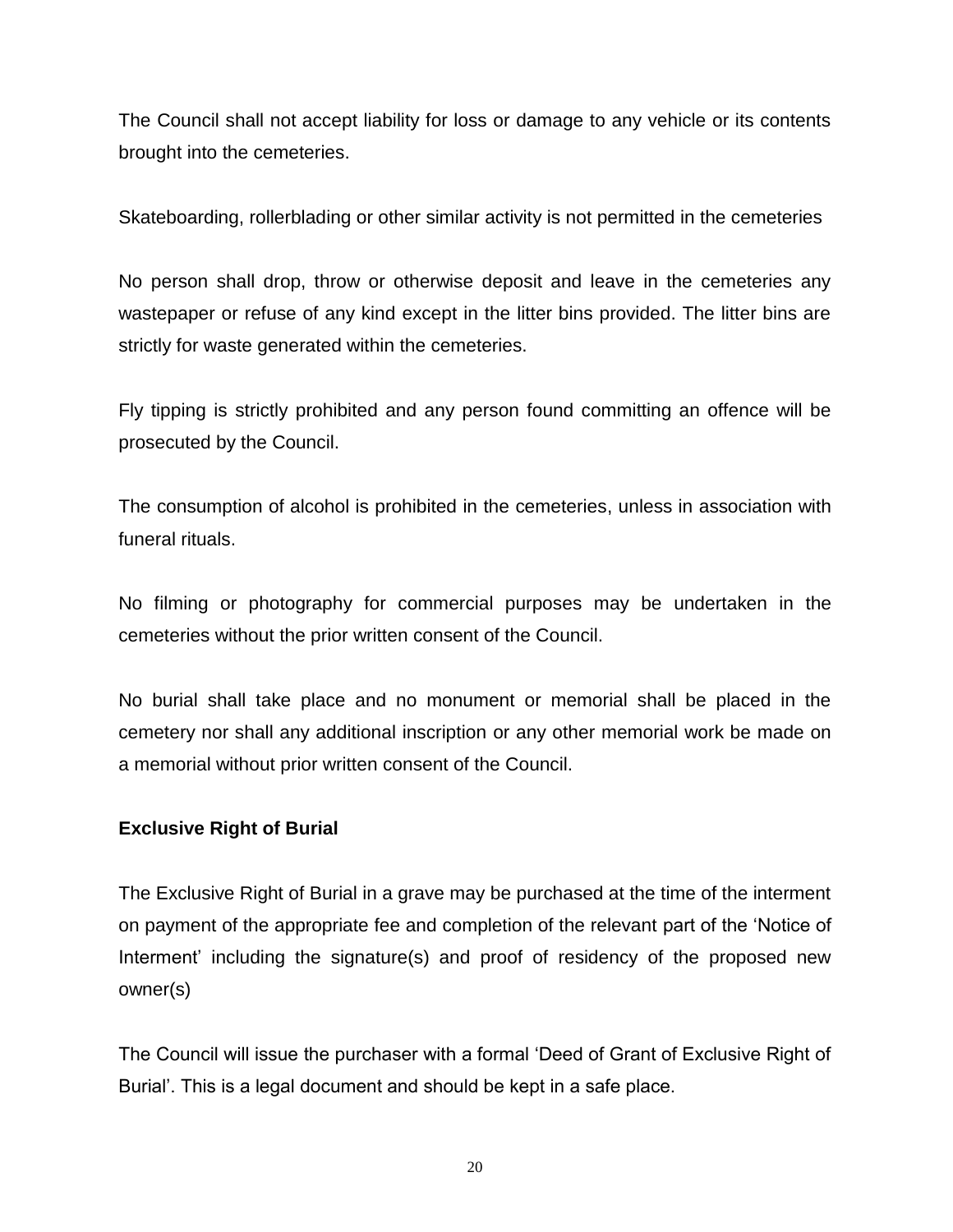The Council shall not accept liability for loss or damage to any vehicle or its contents brought into the cemeteries.

Skateboarding, rollerblading or other similar activity is not permitted in the cemeteries

No person shall drop, throw or otherwise deposit and leave in the cemeteries any wastepaper or refuse of any kind except in the litter bins provided. The litter bins are strictly for waste generated within the cemeteries.

Fly tipping is strictly prohibited and any person found committing an offence will be prosecuted by the Council.

The consumption of alcohol is prohibited in the cemeteries, unless in association with funeral rituals.

No filming or photography for commercial purposes may be undertaken in the cemeteries without the prior written consent of the Council.

No burial shall take place and no monument or memorial shall be placed in the cemetery nor shall any additional inscription or any other memorial work be made on a memorial without prior written consent of the Council.

**Exclusive Right of Burial**

The Exclusive Right of Burial in a grave may be purchased at the time of the interment on payment of the appropriate fee and completion of the relevant part of the 'Notice of Interment' including the signature(s) and proof of residency of the proposed new owner(s)

The Council will issue the purchaser with a formal 'Deed of Grant of Exclusive Right of Burial'. This is a legal document and should be kept in a safe place.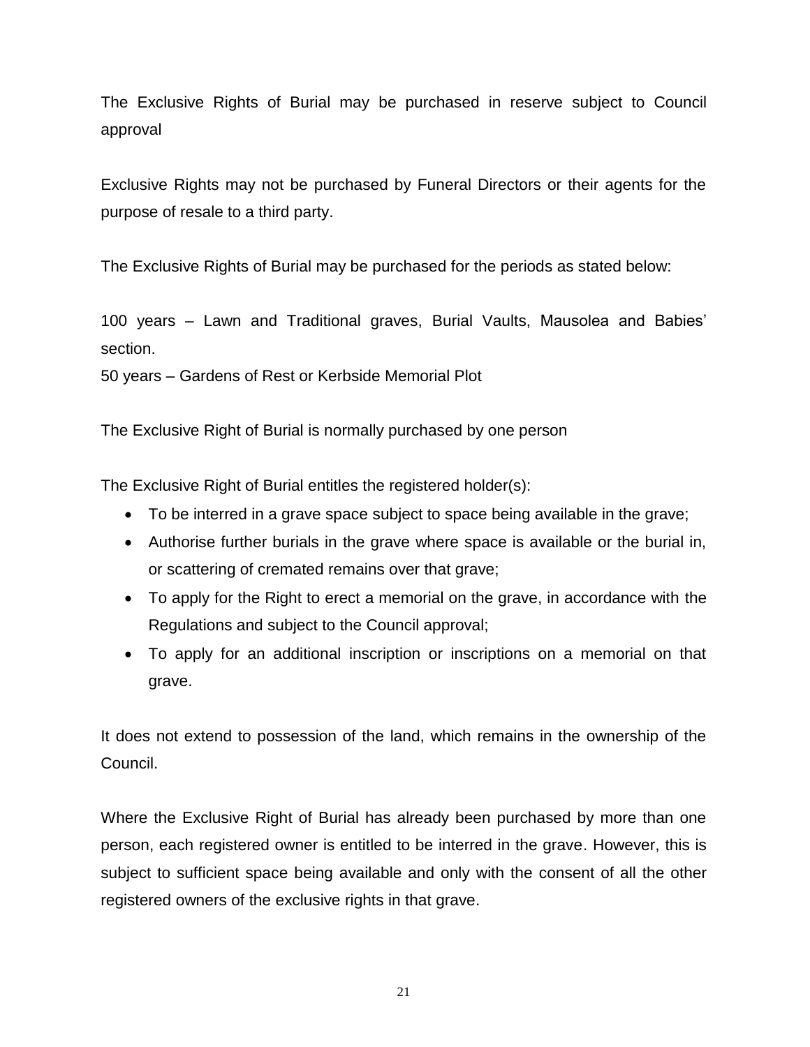The Exclusive Rights of Burial may be purchased in reserve subject to Council approval

Exclusive Rights may not be purchased by Funeral Directors or their agents for the purpose of resale to a third party.

The Exclusive Rights of Burial may be purchased for the periods as stated below:

100 years – Lawn and Traditional graves, Burial Vaults, Mausolea and Babies' section.
50 years – Gardens of Rest or Kerbside Memorial Plot

The Exclusive Right of Burial is normally purchased by one person

The Exclusive Right of Burial entitles the registered holder(s):

- To be interred in a grave space subject to space being available in the grave;
- Authorise further burials in the grave where space is available or the burial in, or scattering of cremated remains over that grave;
- To apply for the Right to erect a memorial on the grave, in accordance with the Regulations and subject to the Council approval;
- To apply for an additional inscription or inscriptions on a memorial on that grave.

It does not extend to possession of the land, which remains in the ownership of the Council.

Where the Exclusive Right of Burial has already been purchased by more than one person, each registered owner is entitled to be interred in the grave. However, this is subject to sufficient space being available and only with the consent of all the other registered owners of the exclusive rights in that grave.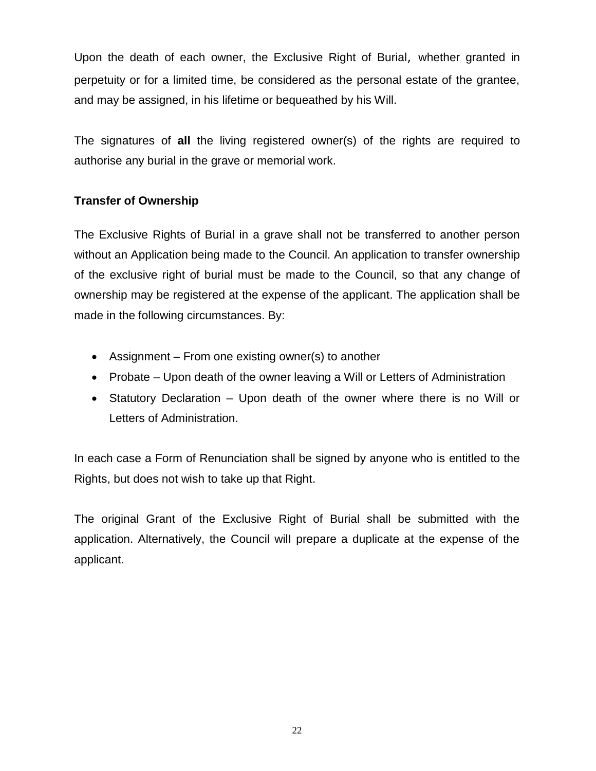Upon the death of each owner, the Exclusive Right of Burial, whether granted in perpetuity or for a limited time, be considered as the personal estate of the grantee, and may be assigned, in his lifetime or bequeathed by his Will.

The signatures of **all** the living registered owner(s) of the rights are required to authorise any burial in the grave or memorial work.

### Transfer of Ownership

The Exclusive Rights of Burial in a grave shall not be transferred to another person without an Application being made to the Council. An application to transfer ownership of the exclusive right of burial must be made to the Council, so that any change of ownership may be registered at the expense of the applicant. The application shall be made in the following circumstances. By:

- Assignment – From one existing owner(s) to another
- Probate – Upon death of the owner leaving a Will or Letters of Administration
- Statutory Declaration – Upon death of the owner where there is no Will or Letters of Administration.

In each case a Form of Renunciation shall be signed by anyone who is entitled to the Rights, but does not wish to take up that Right.

The original Grant of the Exclusive Right of Burial shall be submitted with the application. Alternatively, the Council will prepare a duplicate at the expense of the applicant.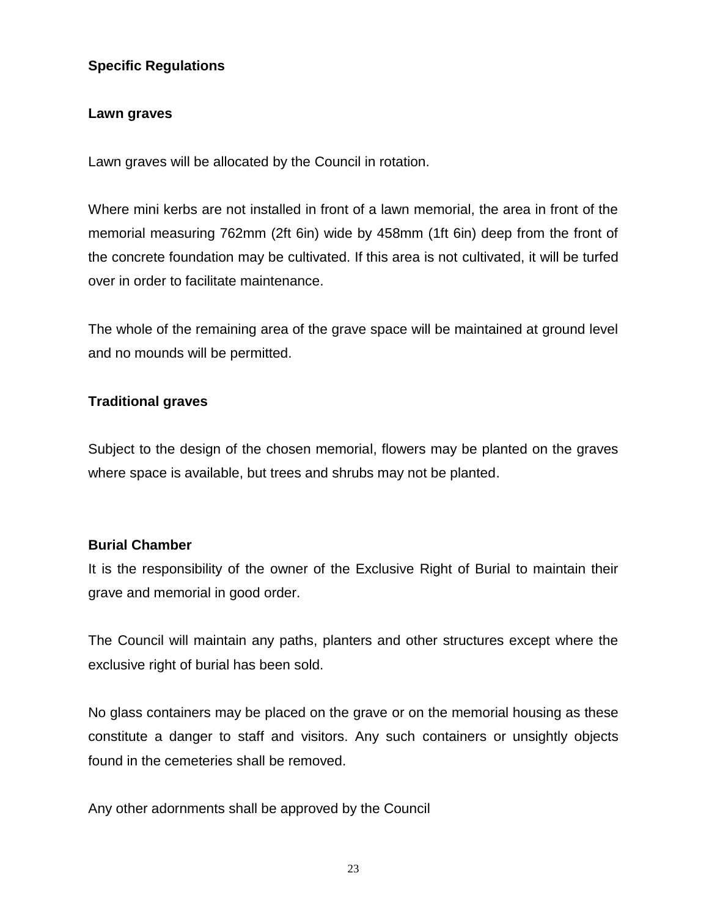## Specific Regulations

### Lawn graves

Lawn graves will be allocated by the Council in rotation.

Where mini kerbs are not installed in front of a lawn memorial, the area in front of the memorial measuring 762mm (2ft 6in) wide by 458mm (1ft 6in) deep from the front of the concrete foundation may be cultivated. If this area is not cultivated, it will be turfed over in order to facilitate maintenance.

The whole of the remaining area of the grave space will be maintained at ground level and no mounds will be permitted.

### Traditional graves

Subject to the design of the chosen memorial, flowers may be planted on the graves where space is available, but trees and shrubs may not be planted.

### Burial Chamber

It is the responsibility of the owner of the Exclusive Right of Burial to maintain their grave and memorial in good order.

The Council will maintain any paths, planters and other structures except where the exclusive right of burial has been sold.

No glass containers may be placed on the grave or on the memorial housing as these constitute a danger to staff and visitors. Any such containers or unsightly objects found in the cemeteries shall be removed.

Any other adornments shall be approved by the Council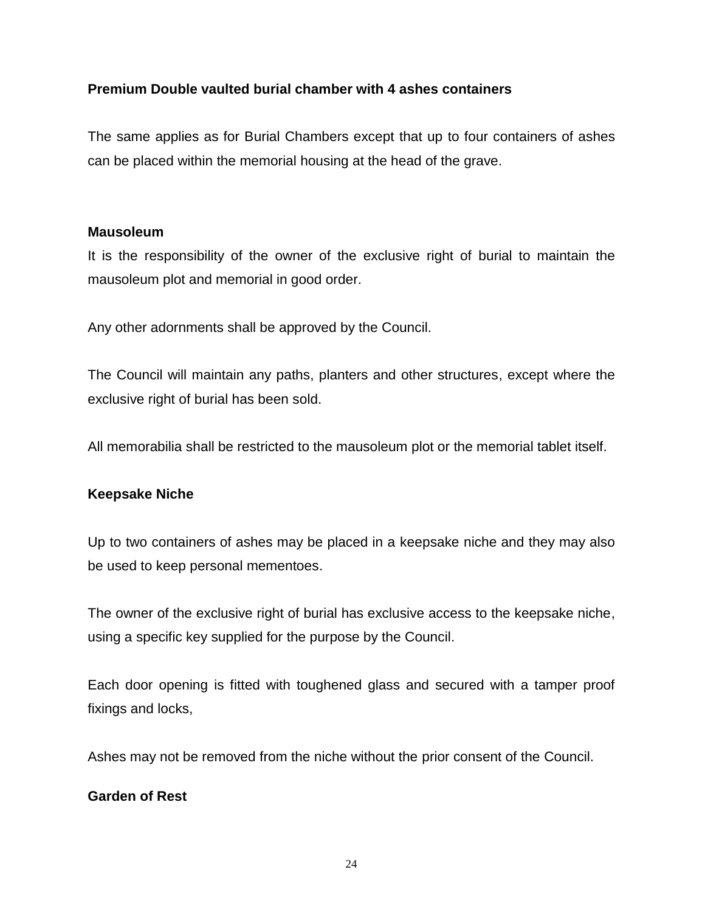**Premium Double vaulted burial chamber with 4 ashes containers**

The same applies as for Burial Chambers except that up to four containers of ashes can be placed within the memorial housing at the head of the grave.

**Mausoleum**

It is the responsibility of the owner of the exclusive right of burial to maintain the mausoleum plot and memorial in good order.

Any other adornments shall be approved by the Council.

The Council will maintain any paths, planters and other structures, except where the exclusive right of burial has been sold.

All memorabilia shall be restricted to the mausoleum plot or the memorial tablet itself.

**Keepsake Niche**

Up to two containers of ashes may be placed in a keepsake niche and they may also be used to keep personal mementoes.

The owner of the exclusive right of burial has exclusive access to the keepsake niche, using a specific key supplied for the purpose by the Council.

Each door opening is fitted with toughened glass and secured with a tamper proof fixings and locks,

Ashes may not be removed from the niche without the prior consent of the Council.

**Garden of Rest**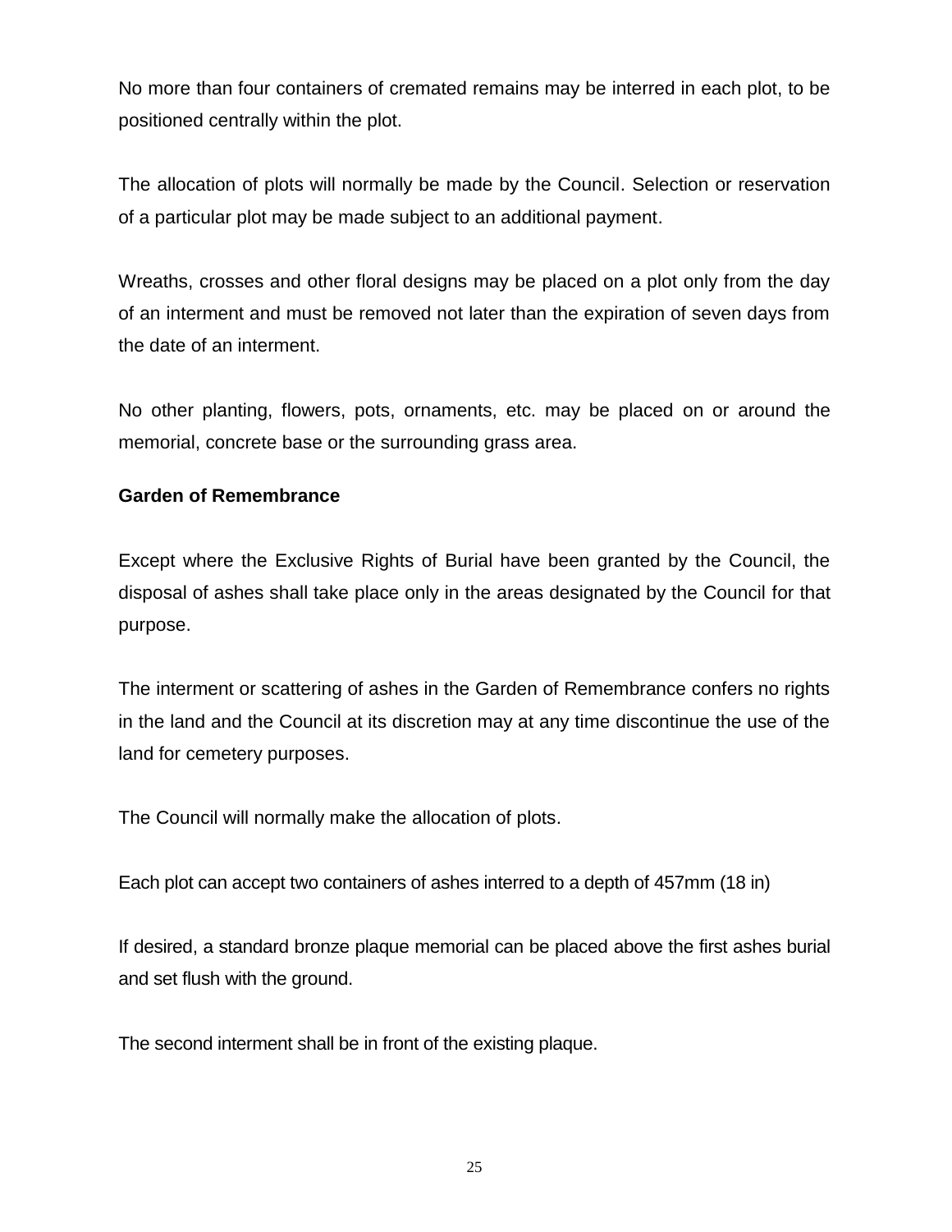No more than four containers of cremated remains may be interred in each plot, to be positioned centrally within the plot.

The allocation of plots will normally be made by the Council. Selection or reservation of a particular plot may be made subject to an additional payment.

Wreaths, crosses and other floral designs may be placed on a plot only from the day of an interment and must be removed not later than the expiration of seven days from the date of an interment.

No other planting, flowers, pots, ornaments, etc. may be placed on or around the memorial, concrete base or the surrounding grass area.

**Garden of Remembrance**

Except where the Exclusive Rights of Burial have been granted by the Council, the disposal of ashes shall take place only in the areas designated by the Council for that purpose.

The interment or scattering of ashes in the Garden of Remembrance confers no rights in the land and the Council at its discretion may at any time discontinue the use of the land for cemetery purposes.

The Council will normally make the allocation of plots.

Each plot can accept two containers of ashes interred to a depth of 457mm (18 in)

If desired, a standard bronze plaque memorial can be placed above the first ashes burial and set flush with the ground.

The second interment shall be in front of the existing plaque.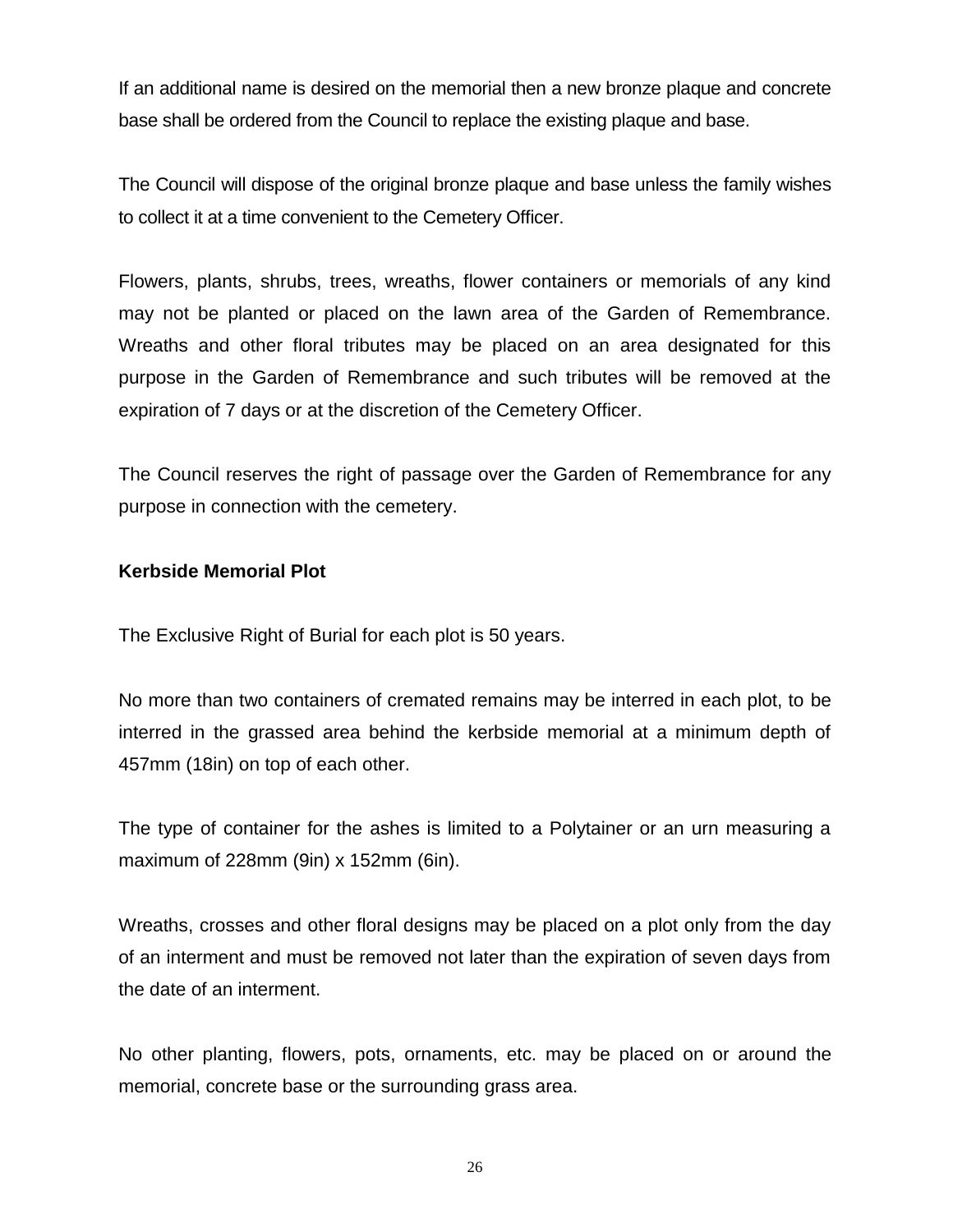If an additional name is desired on the memorial then a new bronze plaque and concrete base shall be ordered from the Council to replace the existing plaque and base.

The Council will dispose of the original bronze plaque and base unless the family wishes to collect it at a time convenient to the Cemetery Officer.

Flowers, plants, shrubs, trees, wreaths, flower containers or memorials of any kind may not be planted or placed on the lawn area of the Garden of Remembrance. Wreaths and other floral tributes may be placed on an area designated for this purpose in the Garden of Remembrance and such tributes will be removed at the expiration of 7 days or at the discretion of the Cemetery Officer.

The Council reserves the right of passage over the Garden of Remembrance for any purpose in connection with the cemetery.

**Kerbside Memorial Plot**

The Exclusive Right of Burial for each plot is 50 years.

No more than two containers of cremated remains may be interred in each plot, to be interred in the grassed area behind the kerbside memorial at a minimum depth of 457mm (18in) on top of each other.

The type of container for the ashes is limited to a Polytainer or an urn measuring a maximum of 228mm (9in) x 152mm (6in).

Wreaths, crosses and other floral designs may be placed on a plot only from the day of an interment and must be removed not later than the expiration of seven days from the date of an interment.

No other planting, flowers, pots, ornaments, etc. may be placed on or around the memorial, concrete base or the surrounding grass area.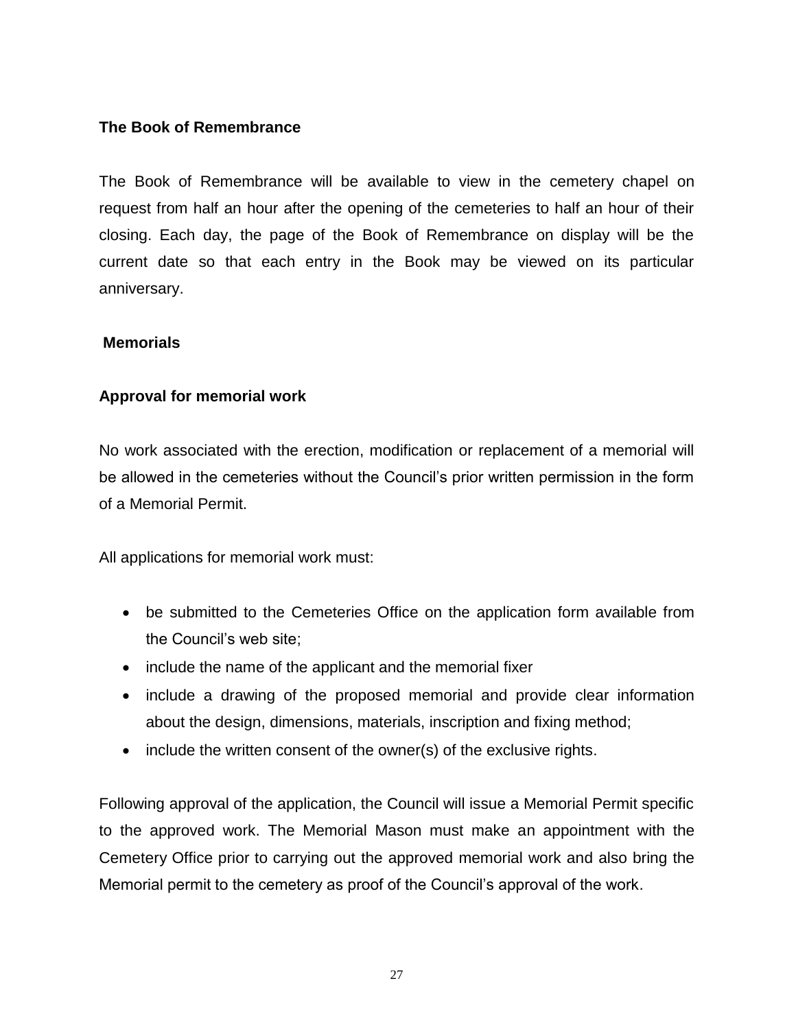### The Book of Remembrance

The Book of Remembrance will be available to view in the cemetery chapel on request from half an hour after the opening of the cemeteries to half an hour of their closing. Each day, the page of the Book of Remembrance on display will be the current date so that each entry in the Book may be viewed on its particular anniversary.

### Memorials

### Approval for memorial work

No work associated with the erection, modification or replacement of a memorial will be allowed in the cemeteries without the Council's prior written permission in the form of a Memorial Permit.

All applications for memorial work must:

- be submitted to the Cemeteries Office on the application form available from the Council's web site;
- include the name of the applicant and the memorial fixer
- include a drawing of the proposed memorial and provide clear information about the design, dimensions, materials, inscription and fixing method;
- include the written consent of the owner(s) of the exclusive rights.

Following approval of the application, the Council will issue a Memorial Permit specific to the approved work. The Memorial Mason must make an appointment with the Cemetery Office prior to carrying out the approved memorial work and also bring the Memorial permit to the cemetery as proof of the Council's approval of the work.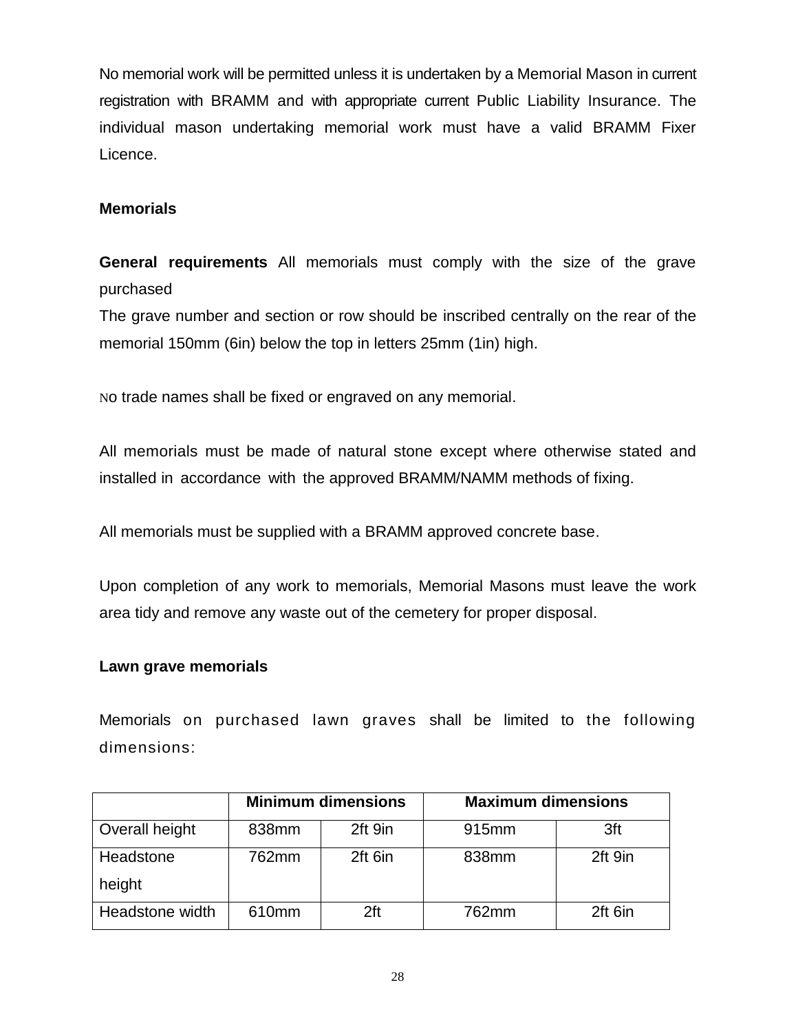No memorial work will be permitted unless it is undertaken by a Memorial Mason in current registration with BRAMM and with appropriate current Public Liability Insurance. The individual mason undertaking memorial work must have a valid BRAMM Fixer Licence.

**Memorials**

**General requirements** All memorials must comply with the size of the grave purchased
The grave number and section or row should be inscribed centrally on the rear of the memorial 150mm (6in) below the top in letters 25mm (1in) high.

No trade names shall be fixed or engraved on any memorial.

All memorials must be made of natural stone except where otherwise stated and installed in accordance with the approved BRAMM/NAMM methods of fixing.

All memorials must be supplied with a BRAMM approved concrete base.

Upon completion of any work to memorials, Memorial Masons must leave the work area tidy and remove any waste out of the cemetery for proper disposal.

**Lawn grave memorials**

Memorials on purchased lawn graves shall be limited to the following dimensions:

| | **Minimum dimensions** | | **Maximum dimensions** | |
|---|---|---|---|---|
| Overall height | 838mm | 2ft 9in | 915mm | 3ft |
| Headstone height | 762mm | 2ft 6in | 838mm | 2ft 9in |
| Headstone width | 610mm | 2ft | 762mm | 2ft 6in |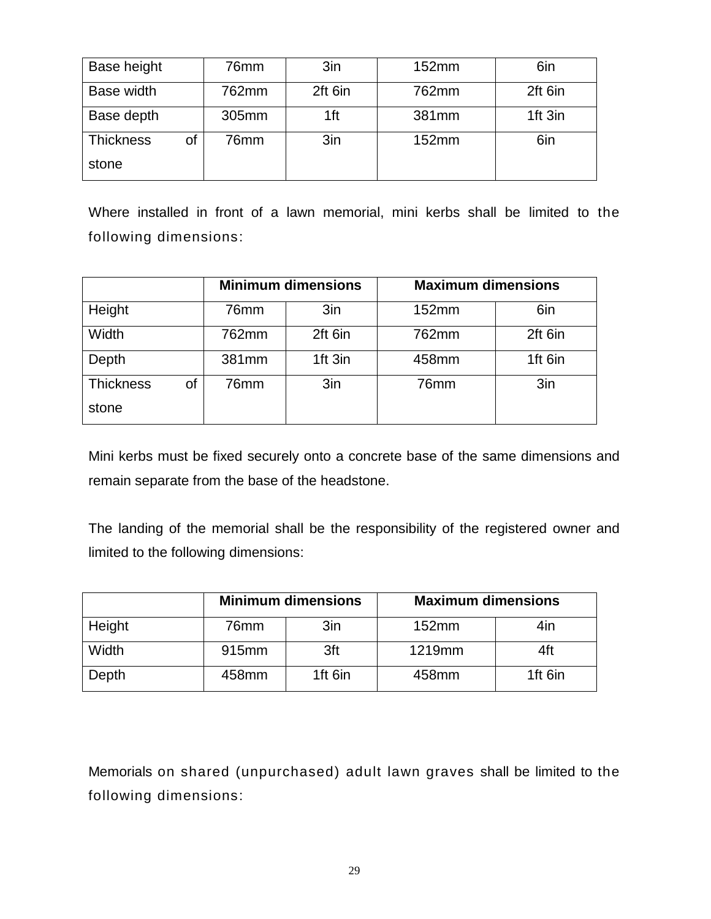| | | | | |
|---|---|---|---|---|
| Base height | 76mm | 3in | 152mm | 6in |
| Base width | 762mm | 2ft 6in | 762mm | 2ft 6in |
| Base depth | 305mm | 1ft | 381mm | 1ft 3in |
| Thickness of stone | 76mm | 3in | 152mm | 6in |

Where installed in front of a lawn memorial, mini kerbs shall be limited to the following dimensions:

| | Minimum dimensions | | Maximum dimensions | |
|---|---|---|---|---|
| Height | 76mm | 3in | 152mm | 6in |
| Width | 762mm | 2ft 6in | 762mm | 2ft 6in |
| Depth | 381mm | 1ft 3in | 458mm | 1ft 6in |
| Thickness of stone | 76mm | 3in | 76mm | 3in |

Mini kerbs must be fixed securely onto a concrete base of the same dimensions and remain separate from the base of the headstone.

The landing of the memorial shall be the responsibility of the registered owner and limited to the following dimensions:

| | Minimum dimensions | | Maximum dimensions | |
|---|---|---|---|---|
| Height | 76mm | 3in | 152mm | 4in |
| Width | 915mm | 3ft | 1219mm | 4ft |
| Depth | 458mm | 1ft 6in | 458mm | 1ft 6in |

Memorials on shared (unpurchased) adult lawn graves shall be limited to the following dimensions: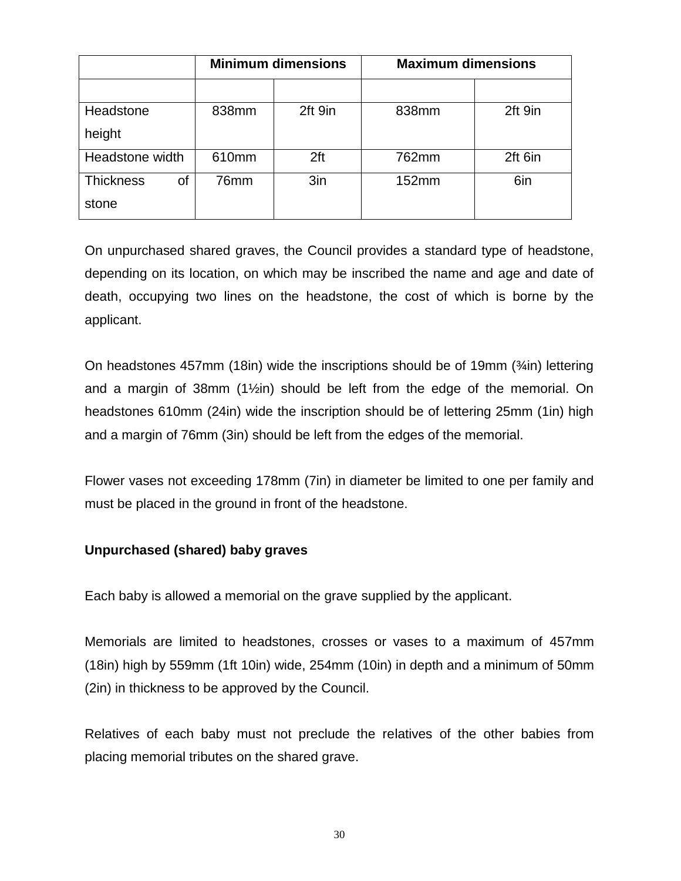| | Minimum dimensions | | Maximum dimensions | |
|---|---|---|---|---|
| | | | | |
| Headstone height | 838mm | 2ft 9in | 838mm | 2ft 9in |
| Headstone width | 610mm | 2ft | 762mm | 2ft 6in |
| Thickness of stone | 76mm | 3in | 152mm | 6in |

On unpurchased shared graves, the Council provides a standard type of headstone, depending on its location, on which may be inscribed the name and age and date of death, occupying two lines on the headstone, the cost of which is borne by the applicant.

On headstones 457mm (18in) wide the inscriptions should be of 19mm (¾in) lettering and a margin of 38mm (1½in) should be left from the edge of the memorial. On headstones 610mm (24in) wide the inscription should be of lettering 25mm (1in) high and a margin of 76mm (3in) should be left from the edges of the memorial.

Flower vases not exceeding 178mm (7in) in diameter be limited to one per family and must be placed in the ground in front of the headstone.

**Unpurchased (shared) baby graves**

Each baby is allowed a memorial on the grave supplied by the applicant.

Memorials are limited to headstones, crosses or vases to a maximum of 457mm (18in) high by 559mm (1ft 10in) wide, 254mm (10in) in depth and a minimum of 50mm (2in) in thickness to be approved by the Council.

Relatives of each baby must not preclude the relatives of the other babies from placing memorial tributes on the shared grave.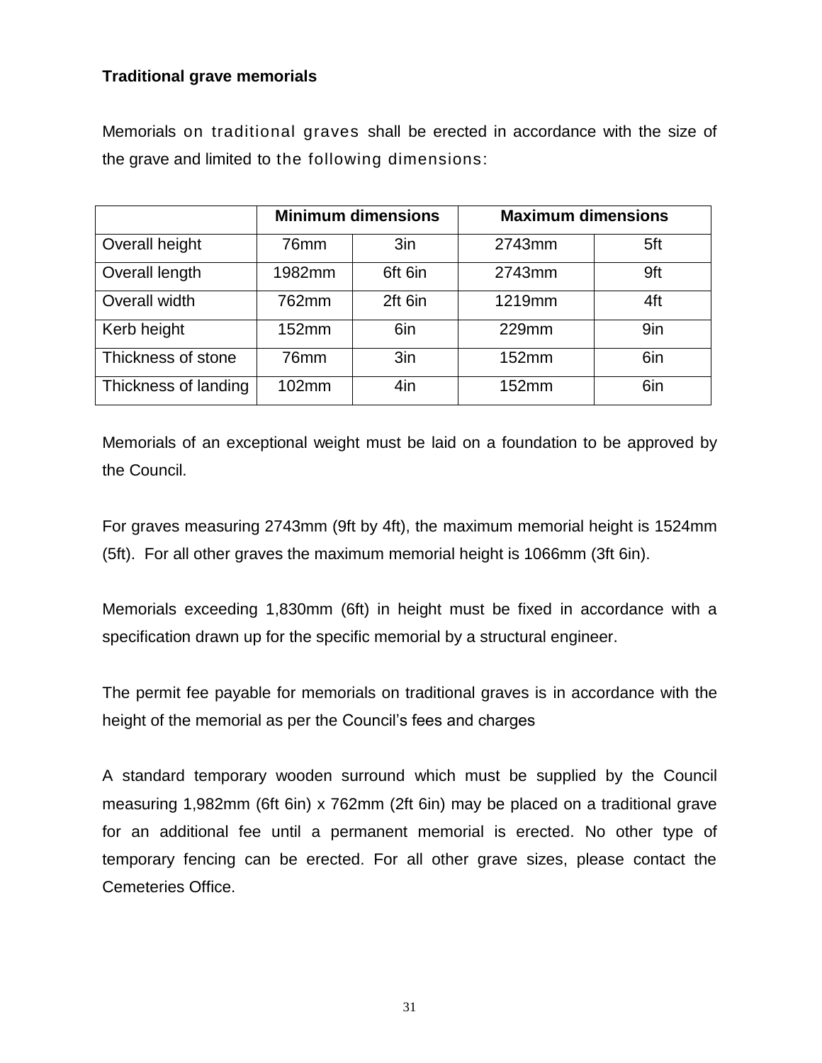**Traditional grave memorials**

Memorials on traditional graves shall be erected in accordance with the size of the grave and limited to the following dimensions:

| | Minimum dimensions | | Maximum dimensions | |
|---|---|---|---|---|
| Overall height | 76mm | 3in | 2743mm | 5ft |
| Overall length | 1982mm | 6ft 6in | 2743mm | 9ft |
| Overall width | 762mm | 2ft 6in | 1219mm | 4ft |
| Kerb height | 152mm | 6in | 229mm | 9in |
| Thickness of stone | 76mm | 3in | 152mm | 6in |
| Thickness of landing | 102mm | 4in | 152mm | 6in |

Memorials of an exceptional weight must be laid on a foundation to be approved by the Council.

For graves measuring 2743mm (9ft by 4ft), the maximum memorial height is 1524mm (5ft). For all other graves the maximum memorial height is 1066mm (3ft 6in).

Memorials exceeding 1,830mm (6ft) in height must be fixed in accordance with a specification drawn up for the specific memorial by a structural engineer.

The permit fee payable for memorials on traditional graves is in accordance with the height of the memorial as per the Council's fees and charges

A standard temporary wooden surround which must be supplied by the Council measuring 1,982mm (6ft 6in) x 762mm (2ft 6in) may be placed on a traditional grave for an additional fee until a permanent memorial is erected. No other type of temporary fencing can be erected. For all other grave sizes, please contact the Cemeteries Office.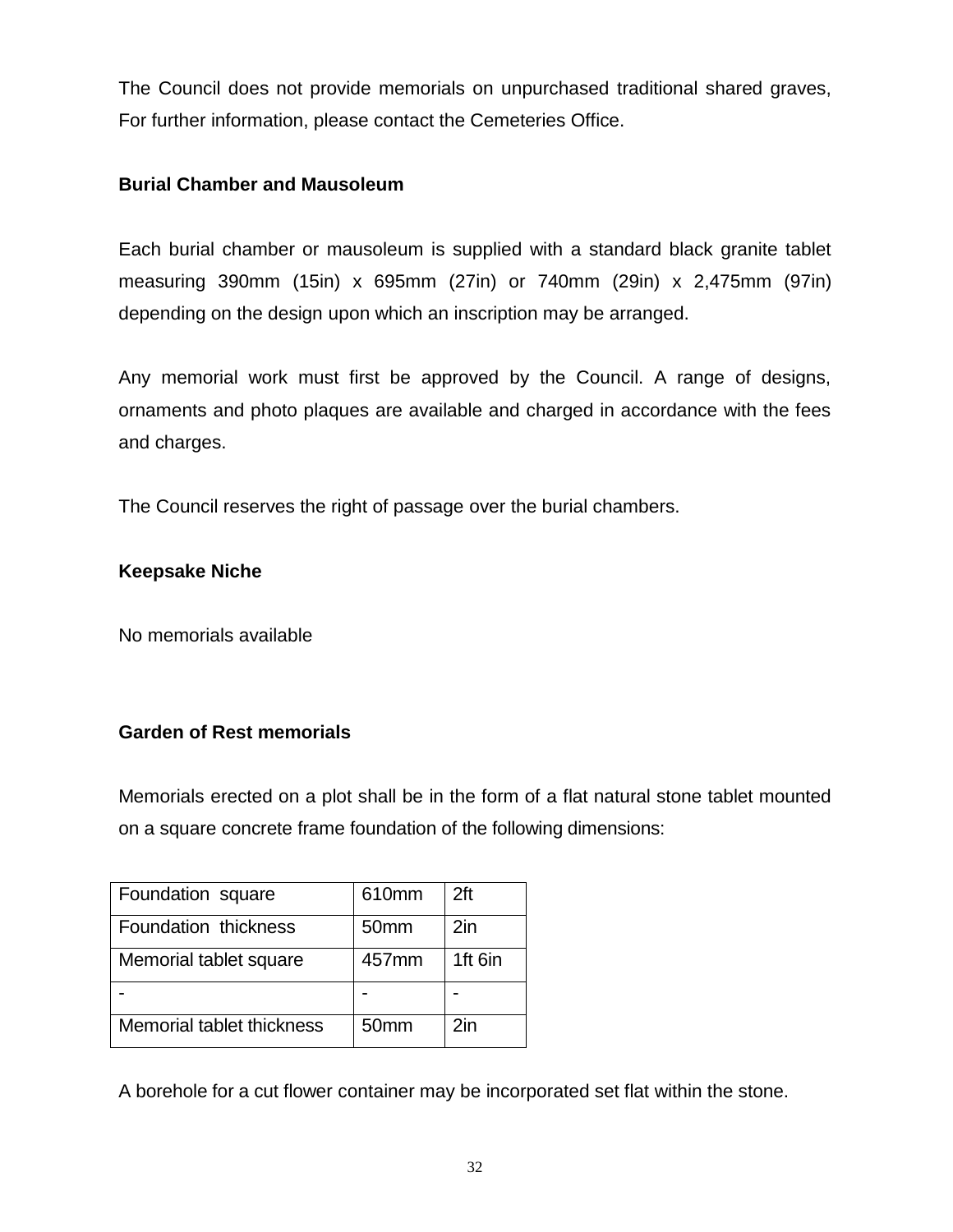The Council does not provide memorials on unpurchased traditional shared graves, For further information, please contact the Cemeteries Office.

**Burial Chamber and Mausoleum**

Each burial chamber or mausoleum is supplied with a standard black granite tablet measuring 390mm (15in) x 695mm (27in) or 740mm (29in) x 2,475mm (97in) depending on the design upon which an inscription may be arranged.

Any memorial work must first be approved by the Council. A range of designs, ornaments and photo plaques are available and charged in accordance with the fees and charges.

The Council reserves the right of passage over the burial chambers.

**Keepsake Niche**

No memorials available

**Garden of Rest memorials**

Memorials erected on a plot shall be in the form of a flat natural stone tablet mounted on a square concrete frame foundation of the following dimensions:

| Foundation square | 610mm | 2ft |
|---|---|---|
| Foundation thickness | 50mm | 2in |
| Memorial tablet square | 457mm | 1ft 6in |
| - | - | - |
| Memorial tablet thickness | 50mm | 2in |

A borehole for a cut flower container may be incorporated set flat within the stone.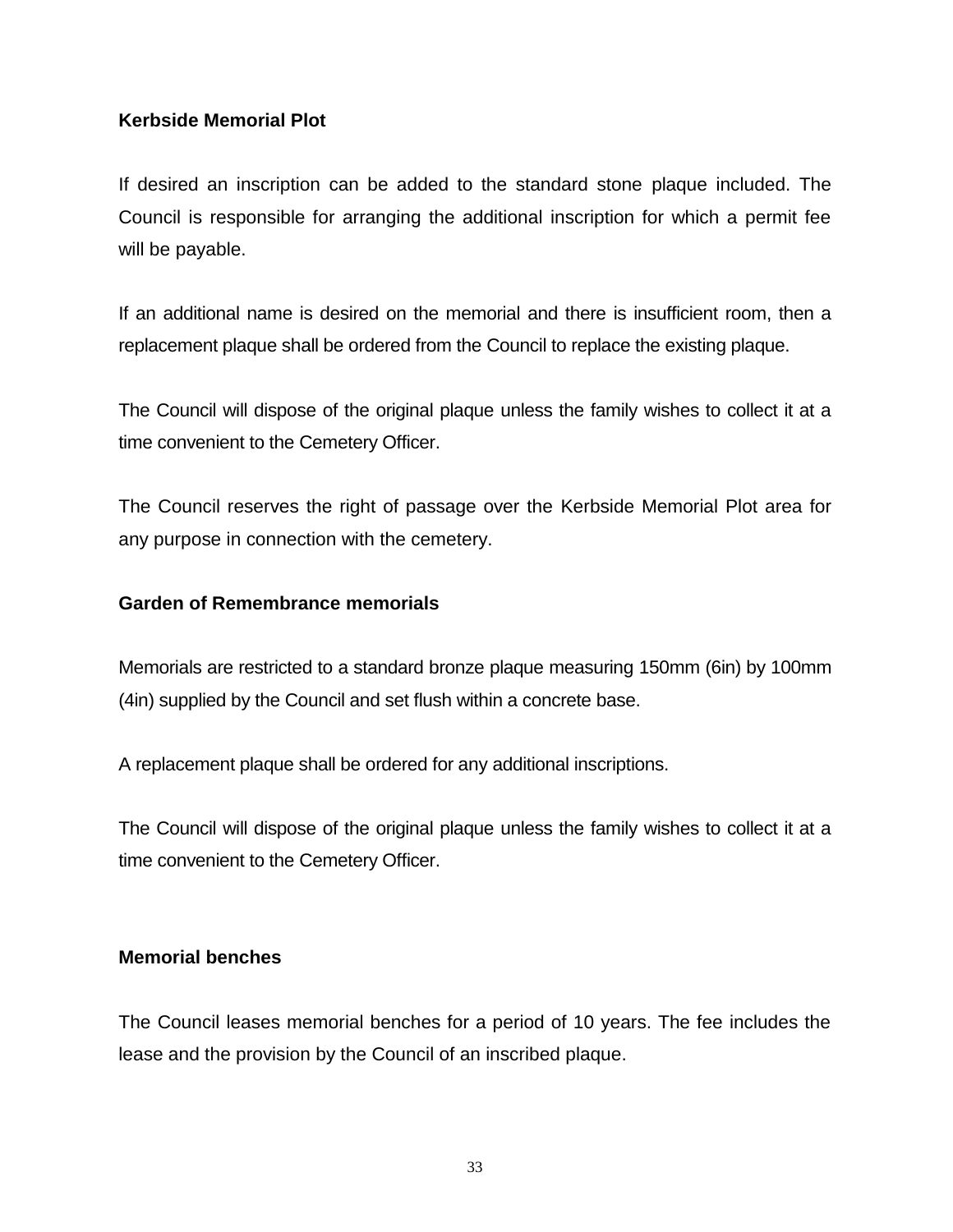**Kerbside Memorial Plot**

If desired an inscription can be added to the standard stone plaque included. The Council is responsible for arranging the additional inscription for which a permit fee will be payable.

If an additional name is desired on the memorial and there is insufficient room, then a replacement plaque shall be ordered from the Council to replace the existing plaque.

The Council will dispose of the original plaque unless the family wishes to collect it at a time convenient to the Cemetery Officer.

The Council reserves the right of passage over the Kerbside Memorial Plot area for any purpose in connection with the cemetery.

**Garden of Remembrance memorials**

Memorials are restricted to a standard bronze plaque measuring 150mm (6in) by 100mm (4in) supplied by the Council and set flush within a concrete base.

A replacement plaque shall be ordered for any additional inscriptions.

The Council will dispose of the original plaque unless the family wishes to collect it at a time convenient to the Cemetery Officer.

**Memorial benches**

The Council leases memorial benches for a period of 10 years. The fee includes the lease and the provision by the Council of an inscribed plaque.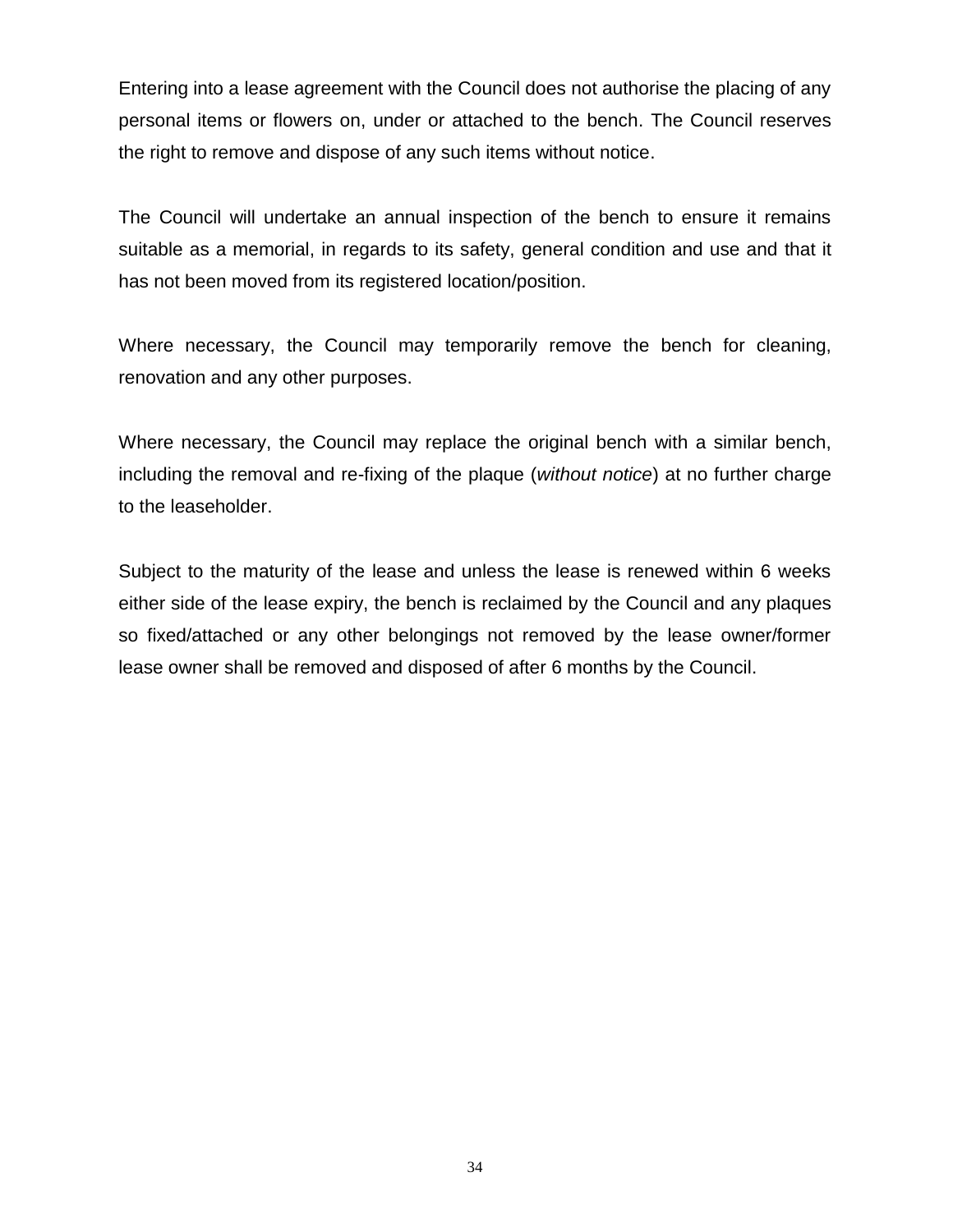Entering into a lease agreement with the Council does not authorise the placing of any personal items or flowers on, under or attached to the bench. The Council reserves the right to remove and dispose of any such items without notice.

The Council will undertake an annual inspection of the bench to ensure it remains suitable as a memorial, in regards to its safety, general condition and use and that it has not been moved from its registered location/position.

Where necessary, the Council may temporarily remove the bench for cleaning, renovation and any other purposes.

Where necessary, the Council may replace the original bench with a similar bench, including the removal and re-fixing of the plaque (*without notice*) at no further charge to the leaseholder.

Subject to the maturity of the lease and unless the lease is renewed within 6 weeks either side of the lease expiry, the bench is reclaimed by the Council and any plaques so fixed/attached or any other belongings not removed by the lease owner/former lease owner shall be removed and disposed of after 6 months by the Council.